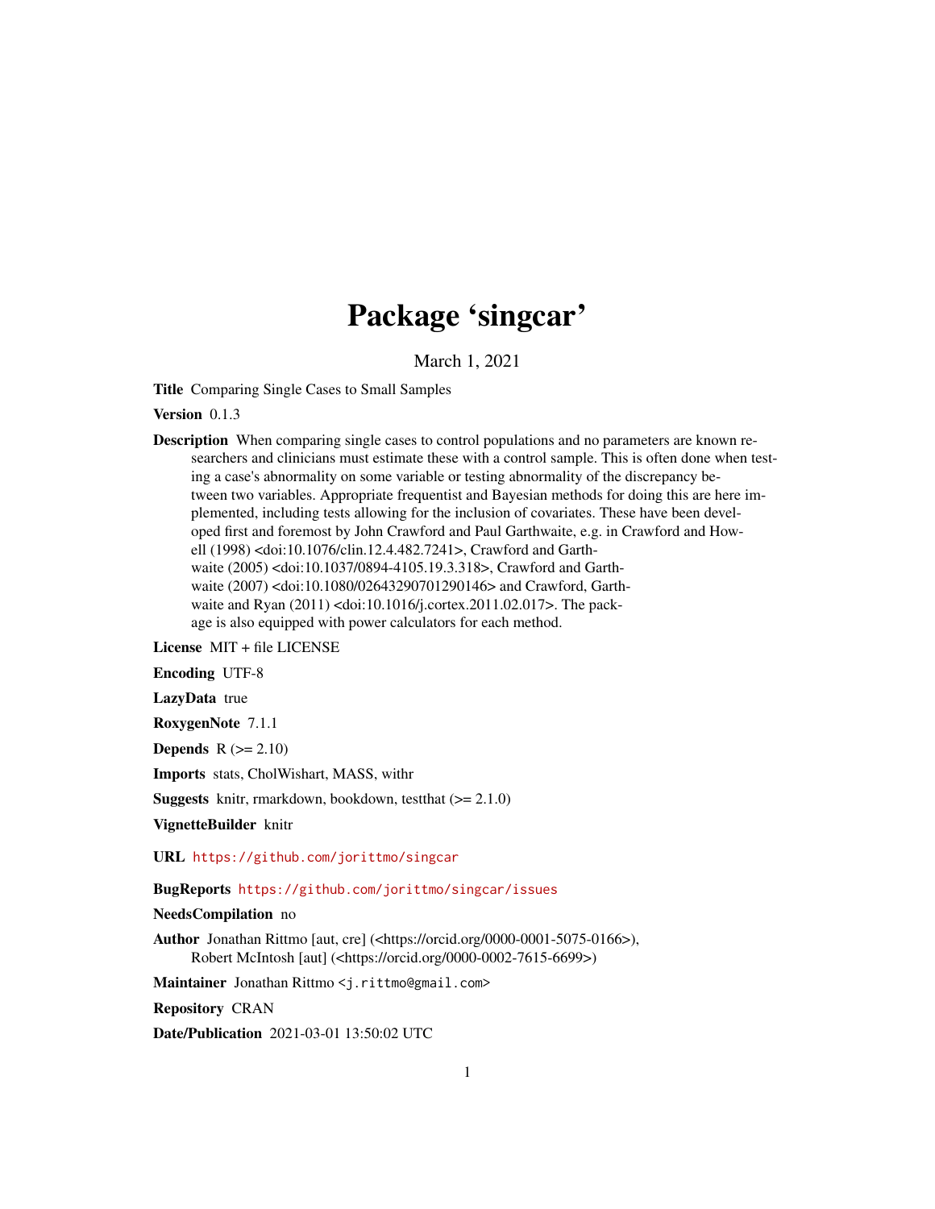# Package 'singcar'

March 1, 2021

**Title** Comparing Single Cases to Small Samples

**Version** 0.1.3

**Description** When comparing single cases to control populations and no parameters are known researchers and clinicians must estimate these with a control sample. This is often done when testing a case's abnormality on some variable or testing abnormality of the discrepancy between two variables. Appropriate frequentist and Bayesian methods for doing this are here implemented, including tests allowing for the inclusion of covariates. These have been developed first and foremost by John Crawford and Paul Garthwaite, e.g. in Crawford and Howell (1998) <doi:10.1076/clin.12.4.482.7241>, Crawford and Garthwaite (2005) <doi:10.1037/0894-4105.19.3.318>, Crawford and Garthwaite (2007) <doi:10.1080/02643290701290146> and Crawford, Garthwaite and Ryan (2011) <doi:10.1016/j.cortex.2011.02.017>. The package is also equipped with power calculators for each method.

**License** MIT + file LICENSE

**Encoding** UTF-8

**LazyData** true

**RoxygenNote** 7.1.1

**Depends** R (>= 2.10)

**Imports** stats, CholWishart, MASS, withr

**Suggests** knitr, rmarkdown, bookdown, testthat (>= 2.1.0)

**VignetteBuilder** knitr

**URL** https://github.com/jorittmo/singcar

**BugReports** https://github.com/jorittmo/singcar/issues

**NeedsCompilation** no

**Author** Jonathan Rittmo [aut, cre] (<https://orcid.org/0000-0001-5075-0166>), Robert McIntosh [aut] (<https://orcid.org/0000-0002-7615-6699>)

**Maintainer** Jonathan Rittmo <j.rittmo@gmail.com>

**Repository** CRAN

**Date/Publication** 2021-03-01 13:50:02 UTC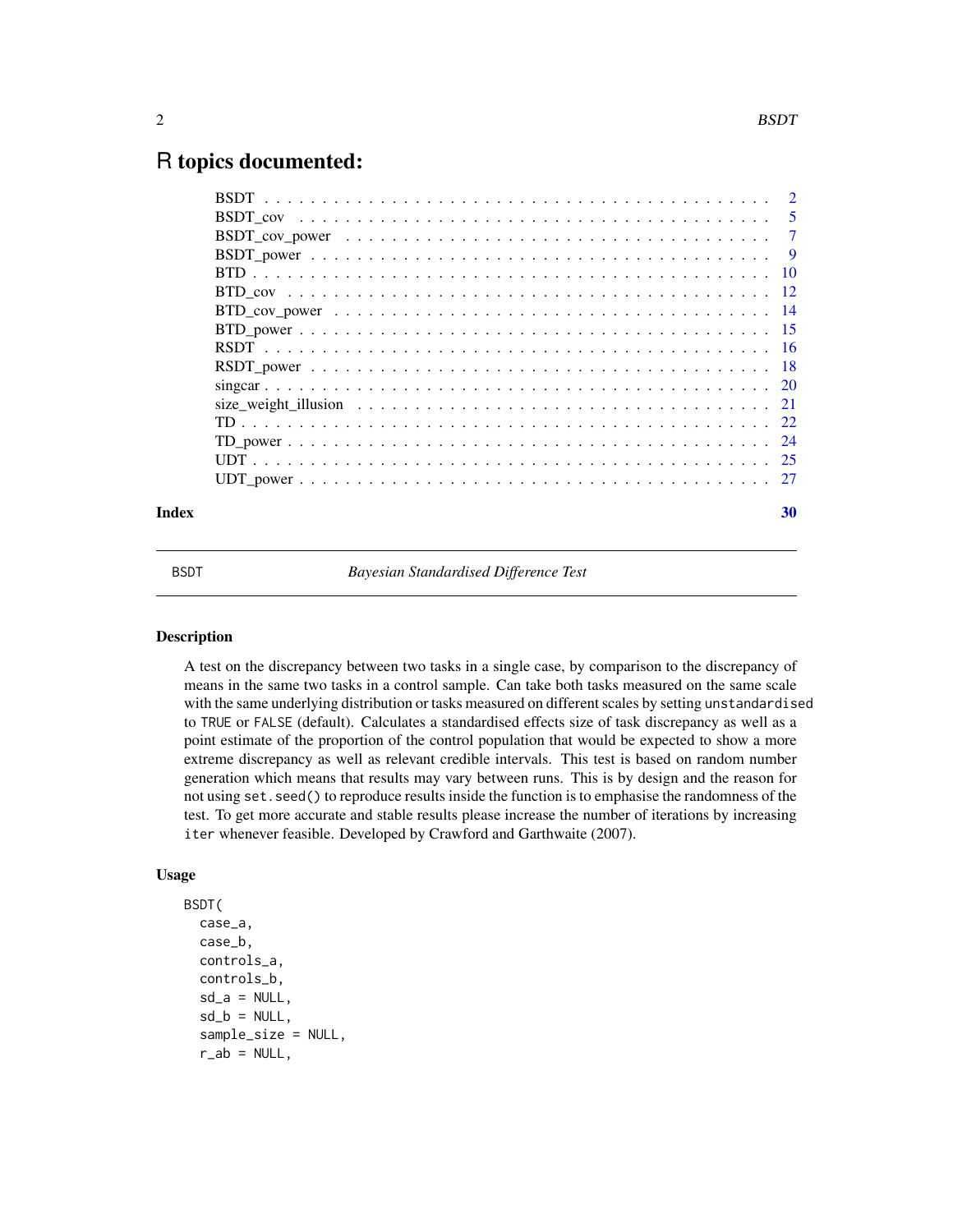# R topics documented:

- BSDT . . . . . . . . . . 2
- BSDT_cov . . . . . . . . . . 5
- BSDT_cov_power . . . . . . . . . . 7
- BSDT_power . . . . . . . . . . 9
- BTD . . . . . . . . . . 10
- BTD_cov . . . . . . . . . . 12
- BTD_cov_power . . . . . . . . . . 14
- BTD_power . . . . . . . . . . 15
- RSDT . . . . . . . . . . 16
- RSDT_power . . . . . . . . . . 18
- singcar . . . . . . . . . . 20
- size_weight_illusion . . . . . . . . . . 21
- TD . . . . . . . . . . 22
- TD_power . . . . . . . . . . 24
- UDT . . . . . . . . . . 25
- UDT_power . . . . . . . . . . 27

**Index** 30

---

BSDT *Bayesian Standardised Difference Test*

---

## Description

A test on the discrepancy between two tasks in a single case, by comparison to the discrepancy of means in the same two tasks in a control sample. Can take both tasks measured on the same scale with the same underlying distribution or tasks measured on different scales by setting `unstandardised` to `TRUE` or `FALSE` (default). Calculates a standardised effects size of task discrepancy as well as a point estimate of the proportion of the control population that would be expected to show a more extreme discrepancy as well as relevant credible intervals. This test is based on random number generation which means that results may vary between runs. This is by design and the reason for not using `set.seed()` to reproduce results inside the function is to emphasise the randomness of the test. To get more accurate and stable results please increase the number of iterations by increasing `iter` whenever feasible. Developed by Crawford and Garthwaite (2007).

## Usage

```
BSDT(
  case_a,
  case_b,
  controls_a,
  controls_b,
  sd_a = NULL,
  sd_b = NULL,
  sample_size = NULL,
  r_ab = NULL,
```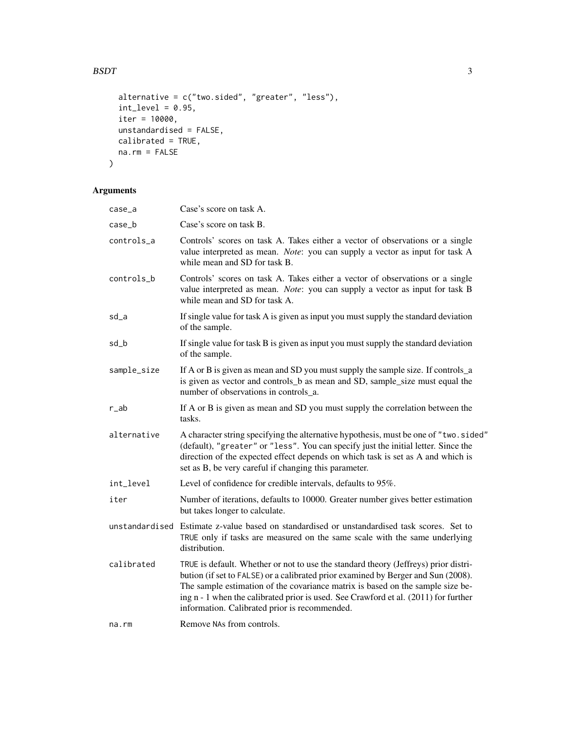```
  alternative = c("two.sided", "greater", "less"),
  int_level = 0.95,
  iter = 10000,
  unstandardised = FALSE,
  calibrated = TRUE,
  na.rm = FALSE
)
```

## Arguments

| | |
|---|---|
| case_a | Case's score on task A. |
| case_b | Case's score on task B. |
| controls_a | Controls' scores on task A. Takes either a vector of observations or a single value interpreted as mean. *Note*: you can supply a vector as input for task A while mean and SD for task B. |
| controls_b | Controls' scores on task A. Takes either a vector of observations or a single value interpreted as mean. *Note*: you can supply a vector as input for task B while mean and SD for task A. |
| sd_a | If single value for task A is given as input you must supply the standard deviation of the sample. |
| sd_b | If single value for task B is given as input you must supply the standard deviation of the sample. |
| sample_size | If A or B is given as mean and SD you must supply the sample size. If controls_a is given as vector and controls_b as mean and SD, sample_size must equal the number of observations in controls_a. |
| r_ab | If A or B is given as mean and SD you must supply the correlation between the tasks. |
| alternative | A character string specifying the alternative hypothesis, must be one of "two.sided" (default), "greater" or "less". You can specify just the initial letter. Since the direction of the expected effect depends on which task is set as A and which is set as B, be very careful if changing this parameter. |
| int_level | Level of confidence for credible intervals, defaults to 95%. |
| iter | Number of iterations, defaults to 10000. Greater number gives better estimation but takes longer to calculate. |
| unstandardised | Estimate z-value based on standardised or unstandardised task scores. Set to TRUE only if tasks are measured on the same scale with the same underlying distribution. |
| calibrated | TRUE is default. Whether or not to use the standard theory (Jeffreys) prior distribution (if set to FALSE) or a calibrated prior examined by Berger and Sun (2008). The sample estimation of the covariance matrix is based on the sample size being n - 1 when the calibrated prior is used. See Crawford et al. (2011) for further information. Calibrated prior is recommended. |
| na.rm | Remove NAs from controls. |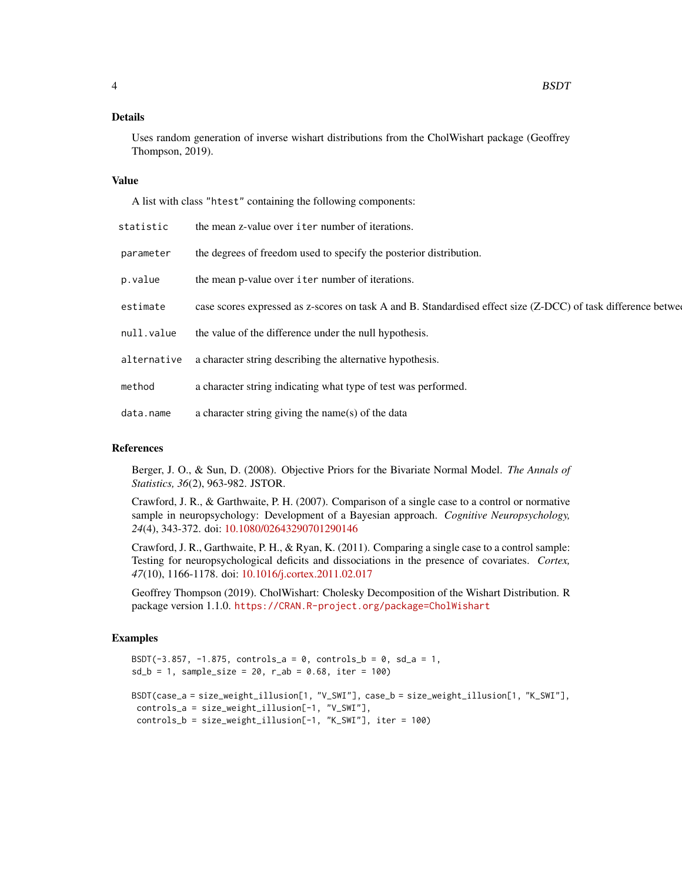### Details

Uses random generation of inverse wishart distributions from the CholWishart package (Geoffrey Thompson, 2019).

### Value

A list with class "htest" containing the following components:

| | |
|---|---|
| `statistic` | the mean z-value over `iter` number of iterations. |
| `parameter` | the degrees of freedom used to specify the posterior distribution. |
| `p.value` | the mean p-value over `iter` number of iterations. |
| `estimate` | case scores expressed as z-scores on task A and B. Standardised effect size (Z-DCC) of task difference betwe |
| `null.value` | the value of the difference under the null hypothesis. |
| `alternative` | a character string describing the alternative hypothesis. |
| `method` | a character string indicating what type of test was performed. |
| `data.name` | a character string giving the name(s) of the data |

### References

Berger, J. O., & Sun, D. (2008). Objective Priors for the Bivariate Normal Model. *The Annals of Statistics, 36*(2), 963-982. JSTOR.

Crawford, J. R., & Garthwaite, P. H. (2007). Comparison of a single case to a control or normative sample in neuropsychology: Development of a Bayesian approach. *Cognitive Neuropsychology, 24*(4), 343-372. doi: 10.1080/02643290701290146

Crawford, J. R., Garthwaite, P. H., & Ryan, K. (2011). Comparing a single case to a control sample: Testing for neuropsychological deficits and dissociations in the presence of covariates. *Cortex, 47*(10), 1166-1178. doi: 10.1016/j.cortex.2011.02.017

Geoffrey Thompson (2019). CholWishart: Cholesky Decomposition of the Wishart Distribution. R package version 1.1.0. `https://CRAN.R-project.org/package=CholWishart`

### Examples

```
BSDT(-3.857, -1.875, controls_a = 0, controls_b = 0, sd_a = 1,
sd_b = 1, sample_size = 20, r_ab = 0.68, iter = 100)

BSDT(case_a = size_weight_illusion[1, "V_SWI"], case_b = size_weight_illusion[1, "K_SWI"],
 controls_a = size_weight_illusion[-1, "V_SWI"],
 controls_b = size_weight_illusion[-1, "K_SWI"], iter = 100)
```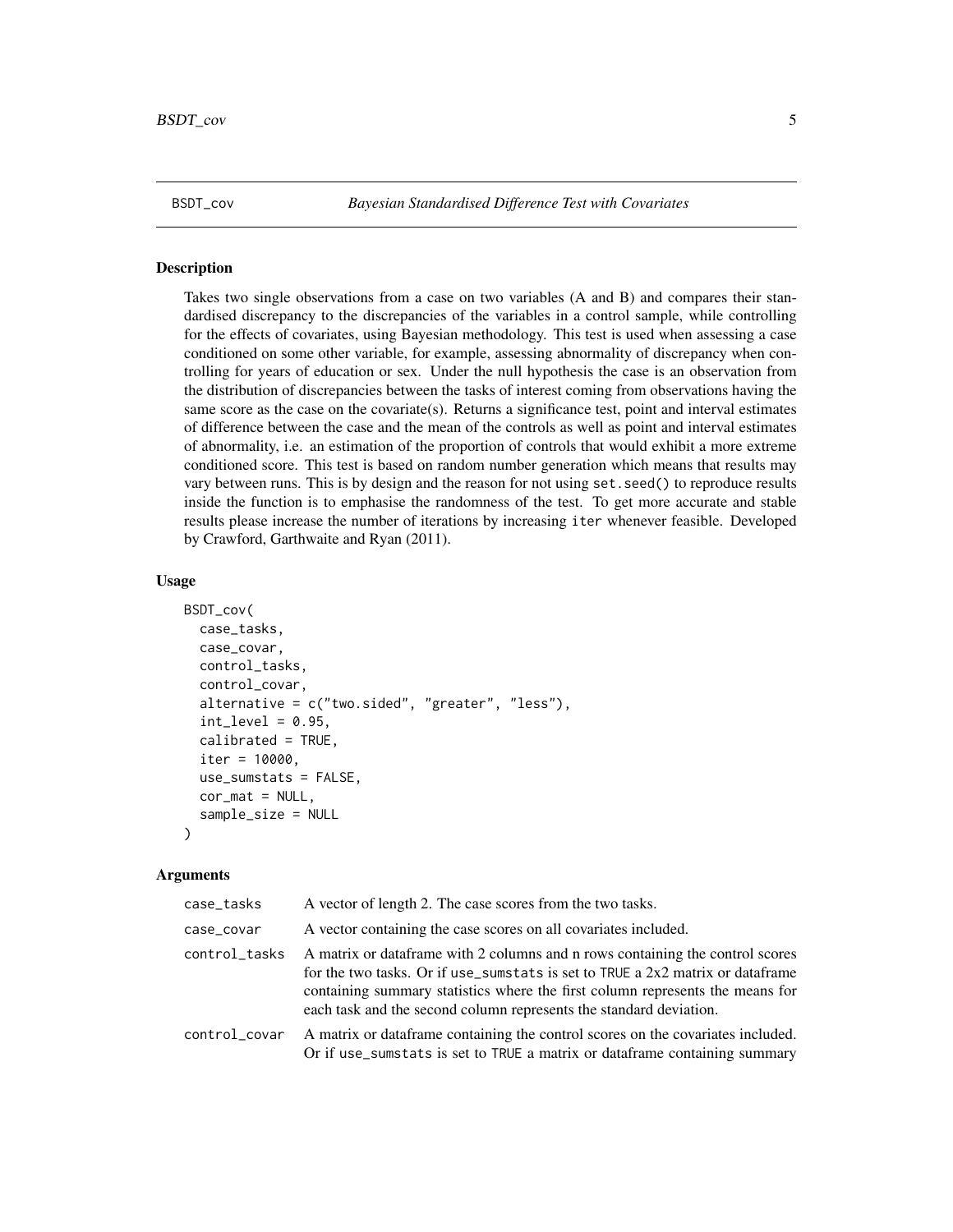## BSDT_cov — *Bayesian Standardised Difference Test with Covariates*

### Description

Takes two single observations from a case on two variables (A and B) and compares their standardised discrepancy to the discrepancies of the variables in a control sample, while controlling for the effects of covariates, using Bayesian methodology. This test is used when assessing a case conditioned on some other variable, for example, assessing abnormality of discrepancy when controlling for years of education or sex. Under the null hypothesis the case is an observation from the distribution of discrepancies between the tasks of interest coming from observations having the same score as the case on the covariate(s). Returns a significance test, point and interval estimates of difference between the case and the mean of the controls as well as point and interval estimates of abnormality, i.e. an estimation of the proportion of controls that would exhibit a more extreme conditioned score. This test is based on random number generation which means that results may vary between runs. This is by design and the reason for not using `set.seed()` to reproduce results inside the function is to emphasise the randomness of the test. To get more accurate and stable results please increase the number of iterations by increasing `iter` whenever feasible. Developed by Crawford, Garthwaite and Ryan (2011).

### Usage

```
BSDT_cov(
  case_tasks,
  case_covar,
  control_tasks,
  control_covar,
  alternative = c("two.sided", "greater", "less"),
  int_level = 0.95,
  calibrated = TRUE,
  iter = 10000,
  use_sumstats = FALSE,
  cor_mat = NULL,
  sample_size = NULL
)
```

### Arguments

| | |
|---|---|
| `case_tasks` | A vector of length 2. The case scores from the two tasks. |
| `case_covar` | A vector containing the case scores on all covariates included. |
| `control_tasks` | A matrix or dataframe with 2 columns and n rows containing the control scores for the two tasks. Or if `use_sumstats` is set to `TRUE` a 2x2 matrix or dataframe containing summary statistics where the first column represents the means for each task and the second column represents the standard deviation. |
| `control_covar` | A matrix or dataframe containing the control scores on the covariates included. Or if `use_sumstats` is set to `TRUE` a matrix or dataframe containing summary |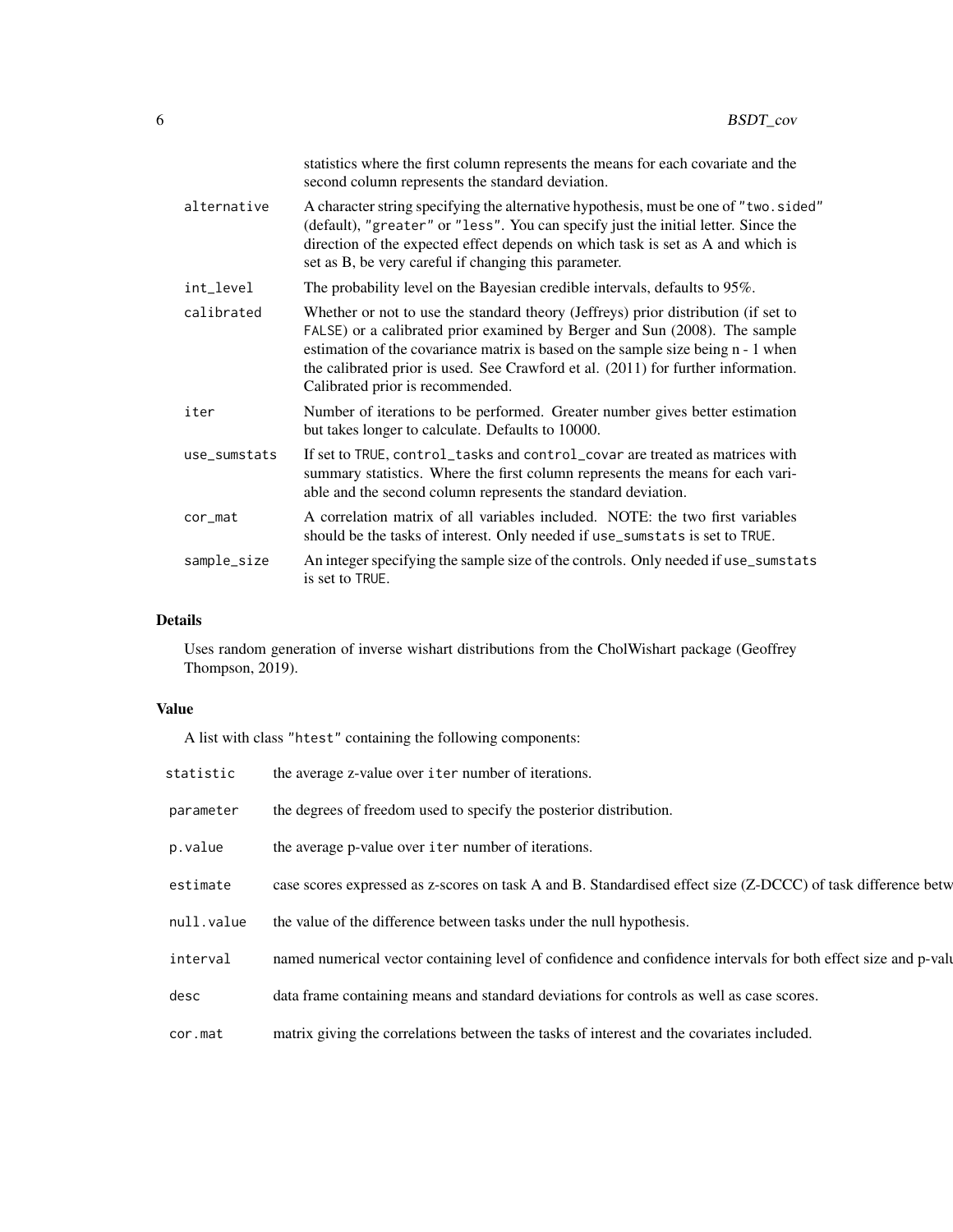statistics where the first column represents the means for each covariate and the second column represents the standard deviation.

- **alternative**: A character string specifying the alternative hypothesis, must be one of "two.sided" (default), "greater" or "less". You can specify just the initial letter. Since the direction of the expected effect depends on which task is set as A and which is set as B, be very careful if changing this parameter.
- **int_level**: The probability level on the Bayesian credible intervals, defaults to 95%.
- **calibrated**: Whether or not to use the standard theory (Jeffreys) prior distribution (if set to FALSE) or a calibrated prior examined by Berger and Sun (2008). The sample estimation of the covariance matrix is based on the sample size being n - 1 when the calibrated prior is used. See Crawford et al. (2011) for further information. Calibrated prior is recommended.
- **iter**: Number of iterations to be performed. Greater number gives better estimation but takes longer to calculate. Defaults to 10000.
- **use_sumstats**: If set to TRUE, control_tasks and control_covar are treated as matrices with summary statistics. Where the first column represents the means for each variable and the second column represents the standard deviation.
- **cor_mat**: A correlation matrix of all variables included. NOTE: the two first variables should be the tasks of interest. Only needed if use_sumstats is set to TRUE.
- **sample_size**: An integer specifying the sample size of the controls. Only needed if use_sumstats is set to TRUE.

## Details

Uses random generation of inverse wishart distributions from the CholWishart package (Geoffrey Thompson, 2019).

## Value

A list with class "htest" containing the following components:

- **statistic**: the average z-value over iter number of iterations.
- **parameter**: the degrees of freedom used to specify the posterior distribution.
- **p.value**: the average p-value over iter number of iterations.
- **estimate**: case scores expressed as z-scores on task A and B. Standardised effect size (Z-DCCC) of task difference betw
- **null.value**: the value of the difference between tasks under the null hypothesis.
- **interval**: named numerical vector containing level of confidence and confidence intervals for both effect size and p-valu
- **desc**: data frame containing means and standard deviations for controls as well as case scores.
- **cor.mat**: matrix giving the correlations between the tasks of interest and the covariates included.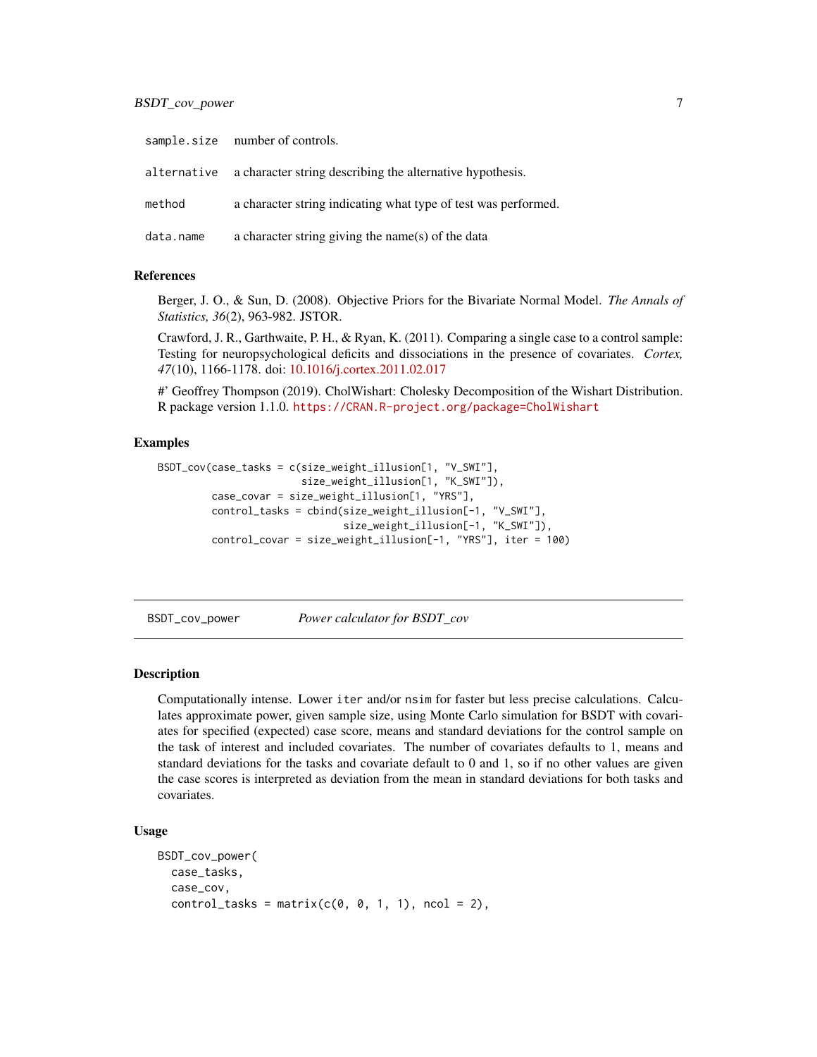| | |
|---|---|
| sample.size | number of controls. |
| alternative | a character string describing the alternative hypothesis. |
| method | a character string indicating what type of test was performed. |
| data.name | a character string giving the name(s) of the data |

### References

Berger, J. O., & Sun, D. (2008). Objective Priors for the Bivariate Normal Model. *The Annals of Statistics, 36*(2), 963-982. JSTOR.

Crawford, J. R., Garthwaite, P. H., & Ryan, K. (2011). Comparing a single case to a control sample: Testing for neuropsychological deficits and dissociations in the presence of covariates. *Cortex, 47*(10), 1166-1178. doi: 10.1016/j.cortex.2011.02.017

#' Geoffrey Thompson (2019). CholWishart: Cholesky Decomposition of the Wishart Distribution. R package version 1.1.0. https://CRAN.R-project.org/package=CholWishart

### Examples

```
BSDT_cov(case_tasks = c(size_weight_illusion[1, "V_SWI"],
                        size_weight_illusion[1, "K_SWI"]),
         case_covar = size_weight_illusion[1, "YRS"],
         control_tasks = cbind(size_weight_illusion[-1, "V_SWI"],
                               size_weight_illusion[-1, "K_SWI"]),
         control_covar = size_weight_illusion[-1, "YRS"], iter = 100)
```

## BSDT_cov_power    *Power calculator for BSDT_cov*

### Description

Computationally intense. Lower iter and/or nsim for faster but less precise calculations. Calculates approximate power, given sample size, using Monte Carlo simulation for BSDT with covariates for specified (expected) case score, means and standard deviations for the control sample on the task of interest and included covariates. The number of covariates defaults to 1, means and standard deviations for the tasks and covariate default to 0 and 1, so if no other values are given the case scores is interpreted as deviation from the mean in standard deviations for both tasks and covariates.

### Usage

```
BSDT_cov_power(
  case_tasks,
  case_cov,
  control_tasks = matrix(c(0, 0, 1, 1), ncol = 2),
```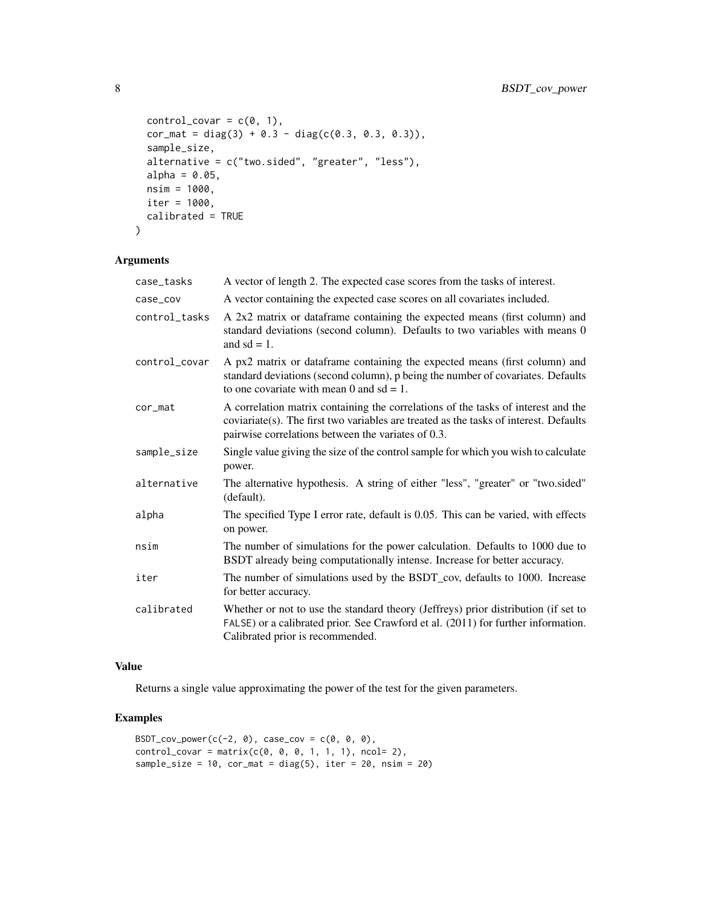```
  control_covar = c(0, 1),
  cor_mat = diag(3) + 0.3 - diag(c(0.3, 0.3, 0.3)),
  sample_size,
  alternative = c("two.sided", "greater", "less"),
  alpha = 0.05,
  nsim = 1000,
  iter = 1000,
  calibrated = TRUE
)
```

### Arguments

| | |
|---|---|
| case_tasks | A vector of length 2. The expected case scores from the tasks of interest. |
| case_cov | A vector containing the expected case scores on all covariates included. |
| control_tasks | A 2x2 matrix or dataframe containing the expected means (first column) and standard deviations (second column). Defaults to two variables with means 0 and sd = 1. |
| control_covar | A px2 matrix or dataframe containing the expected means (first column) and standard deviations (second column), p being the number of covariates. Defaults to one covariate with mean 0 and sd = 1. |
| cor_mat | A correlation matrix containing the correlations of the tasks of interest and the coviariate(s). The first two variables are treated as the tasks of interest. Defaults pairwise correlations between the variates of 0.3. |
| sample_size | Single value giving the size of the control sample for which you wish to calculate power. |
| alternative | The alternative hypothesis. A string of either "less", "greater" or "two.sided" (default). |
| alpha | The specified Type I error rate, default is 0.05. This can be varied, with effects on power. |
| nsim | The number of simulations for the power calculation. Defaults to 1000 due to BSDT already being computationally intense. Increase for better accuracy. |
| iter | The number of simulations used by the BSDT_cov, defaults to 1000. Increase for better accuracy. |
| calibrated | Whether or not to use the standard theory (Jeffreys) prior distribution (if set to FALSE) or a calibrated prior. See Crawford et al. (2011) for further information. Calibrated prior is recommended. |

### Value

Returns a single value approximating the power of the test for the given parameters.

### Examples

```
BSDT_cov_power(c(-2, 0), case_cov = c(0, 0, 0),
control_covar = matrix(c(0, 0, 0, 1, 1, 1), ncol= 2),
sample_size = 10, cor_mat = diag(5), iter = 20, nsim = 20)
```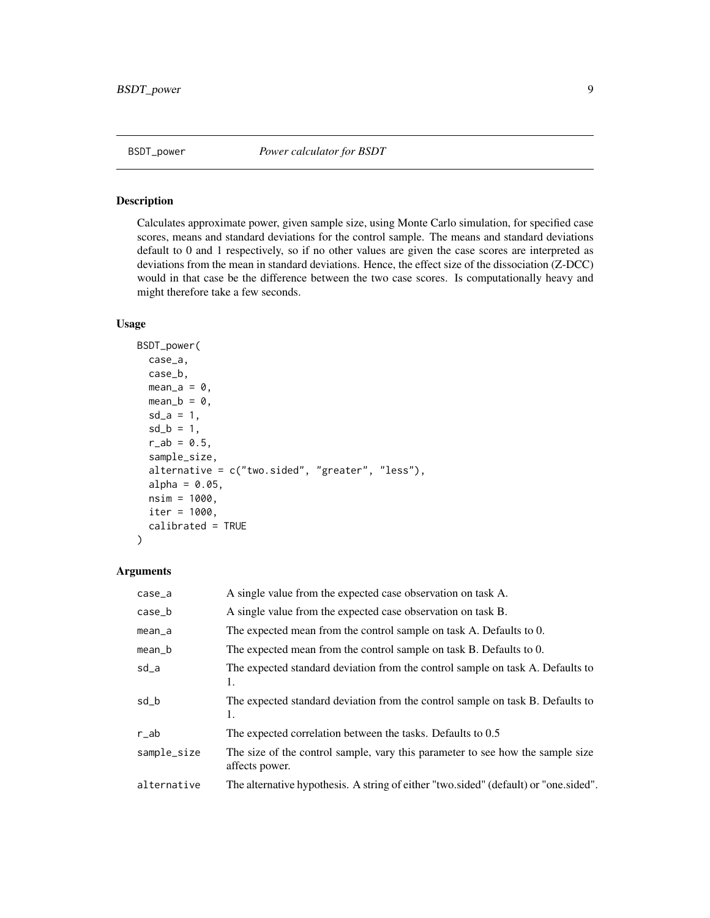## BSDT_power

*Power calculator for BSDT*

### Description

Calculates approximate power, given sample size, using Monte Carlo simulation, for specified case scores, means and standard deviations for the control sample. The means and standard deviations default to 0 and 1 respectively, so if no other values are given the case scores are interpreted as deviations from the mean in standard deviations. Hence, the effect size of the dissociation (Z-DCC) would in that case be the difference between the two case scores. Is computationally heavy and might therefore take a few seconds.

### Usage

```
BSDT_power(
  case_a,
  case_b,
  mean_a = 0,
  mean_b = 0,
  sd_a = 1,
  sd_b = 1,
  r_ab = 0.5,
  sample_size,
  alternative = c("two.sided", "greater", "less"),
  alpha = 0.05,
  nsim = 1000,
  iter = 1000,
  calibrated = TRUE
)
```

### Arguments

| | |
|---|---|
| case_a | A single value from the expected case observation on task A. |
| case_b | A single value from the expected case observation on task B. |
| mean_a | The expected mean from the control sample on task A. Defaults to 0. |
| mean_b | The expected mean from the control sample on task B. Defaults to 0. |
| sd_a | The expected standard deviation from the control sample on task A. Defaults to 1. |
| sd_b | The expected standard deviation from the control sample on task B. Defaults to 1. |
| r_ab | The expected correlation between the tasks. Defaults to 0.5 |
| sample_size | The size of the control sample, vary this parameter to see how the sample size affects power. |
| alternative | The alternative hypothesis. A string of either "two.sided" (default) or "one.sided". |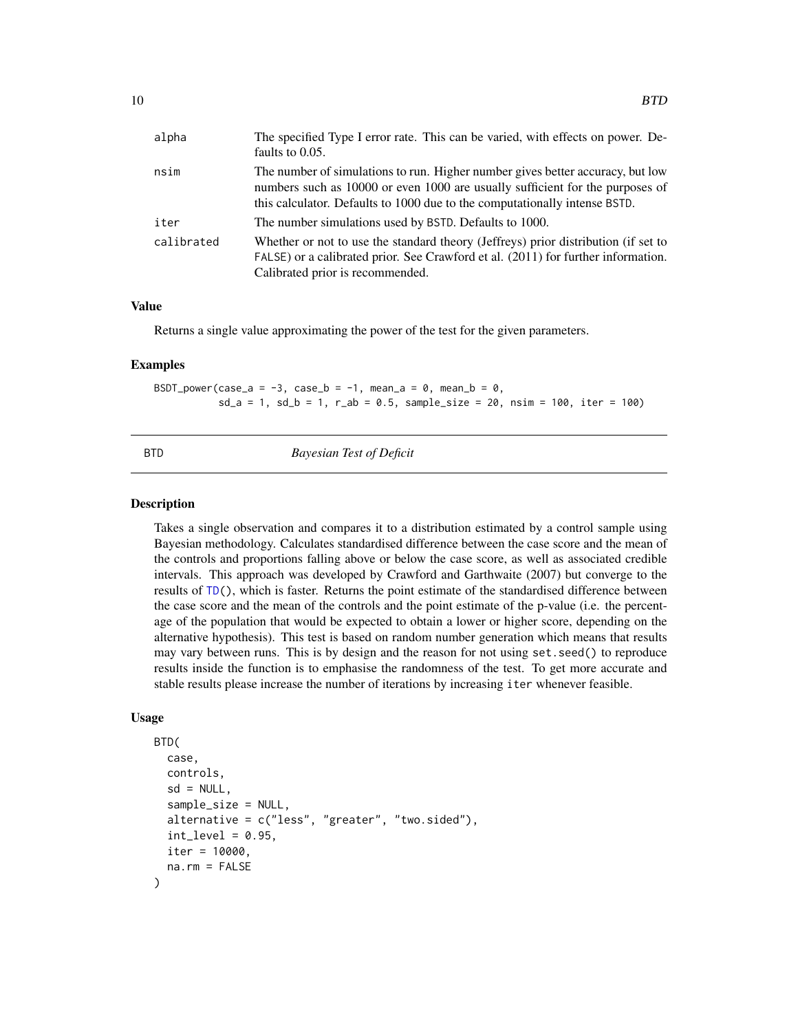| | |
|---|---|
| alpha | The specified Type I error rate. This can be varied, with effects on power. Defaults to 0.05. |
| nsim | The number of simulations to run. Higher number gives better accuracy, but low numbers such as 10000 or even 1000 are usually sufficient for the purposes of this calculator. Defaults to 1000 due to the computationally intense BSTD. |
| iter | The number simulations used by BSTD. Defaults to 1000. |
| calibrated | Whether or not to use the standard theory (Jeffreys) prior distribution (if set to FALSE) or a calibrated prior. See Crawford et al. (2011) for further information. Calibrated prior is recommended. |

### Value

Returns a single value approximating the power of the test for the given parameters.

### Examples

```
BSDT_power(case_a = -3, case_b = -1, mean_a = 0, mean_b = 0,
           sd_a = 1, sd_b = 1, r_ab = 0.5, sample_size = 20, nsim = 100, iter = 100)
```

## BTD    *Bayesian Test of Deficit*

### Description

Takes a single observation and compares it to a distribution estimated by a control sample using Bayesian methodology. Calculates standardised difference between the case score and the mean of the controls and proportions falling above or below the case score, as well as associated credible intervals. This approach was developed by Crawford and Garthwaite (2007) but converge to the results of TD(), which is faster. Returns the point estimate of the standardised difference between the case score and the mean of the controls and the point estimate of the p-value (i.e. the percentage of the population that would be expected to obtain a lower or higher score, depending on the alternative hypothesis). This test is based on random number generation which means that results may vary between runs. This is by design and the reason for not using set.seed() to reproduce results inside the function is to emphasise the randomness of the test. To get more accurate and stable results please increase the number of iterations by increasing iter whenever feasible.

### Usage

```
BTD(
  case,
  controls,
  sd = NULL,
  sample_size = NULL,
  alternative = c("less", "greater", "two.sided"),
  int_level = 0.95,
  iter = 10000,
  na.rm = FALSE
)
```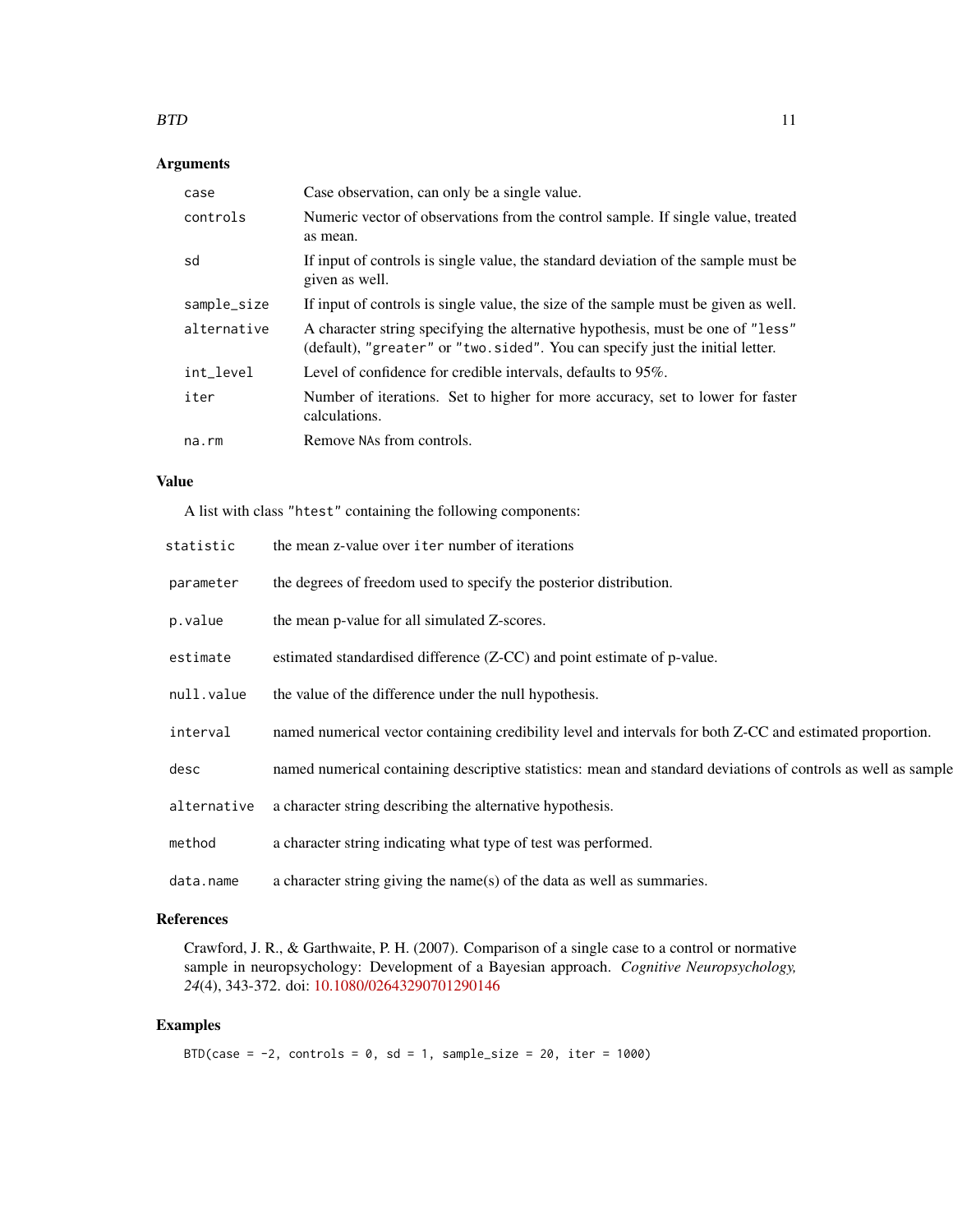## Arguments

| | |
|---|---|
| `case` | Case observation, can only be a single value. |
| `controls` | Numeric vector of observations from the control sample. If single value, treated as mean. |
| `sd` | If input of controls is single value, the standard deviation of the sample must be given as well. |
| `sample_size` | If input of controls is single value, the size of the sample must be given as well. |
| `alternative` | A character string specifying the alternative hypothesis, must be one of `"less"` (default), `"greater"` or `"two.sided"`. You can specify just the initial letter. |
| `int_level` | Level of confidence for credible intervals, defaults to 95%. |
| `iter` | Number of iterations. Set to higher for more accuracy, set to lower for faster calculations. |
| `na.rm` | Remove `NA`s from controls. |

## Value

A list with class `"htest"` containing the following components:

| | |
|---|---|
| `statistic` | the mean z-value over `iter` number of iterations |
| `parameter` | the degrees of freedom used to specify the posterior distribution. |
| `p.value` | the mean p-value for all simulated Z-scores. |
| `estimate` | estimated standardised difference (Z-CC) and point estimate of p-value. |
| `null.value` | the value of the difference under the null hypothesis. |
| `interval` | named numerical vector containing credibility level and intervals for both Z-CC and estimated proportion. |
| `desc` | named numerical containing descriptive statistics: mean and standard deviations of controls as well as sample |
| `alternative` | a character string describing the alternative hypothesis. |
| `method` | a character string indicating what type of test was performed. |
| `data.name` | a character string giving the name(s) of the data as well as summaries. |

## References

Crawford, J. R., & Garthwaite, P. H. (2007). Comparison of a single case to a control or normative sample in neuropsychology: Development of a Bayesian approach. *Cognitive Neuropsychology, 24*(4), 343-372. doi: 10.1080/02643290701290146

## Examples

```
BTD(case = -2, controls = 0, sd = 1, sample_size = 20, iter = 1000)
```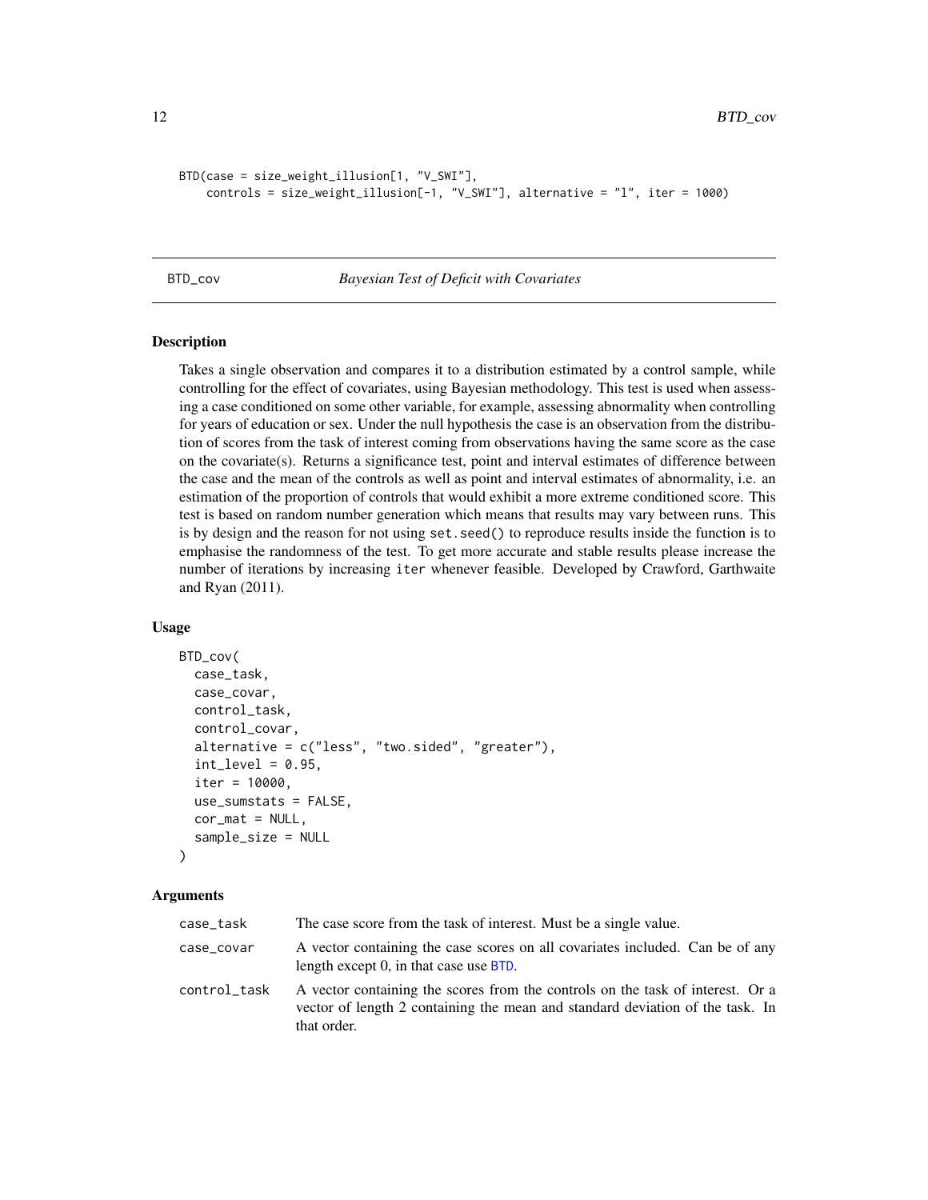```
BTD(case = size_weight_illusion[1, "V_SWI"],
    controls = size_weight_illusion[-1, "V_SWI"], alternative = "l", iter = 1000)
```

## BTD_cov — *Bayesian Test of Deficit with Covariates*

### Description

Takes a single observation and compares it to a distribution estimated by a control sample, while controlling for the effect of covariates, using Bayesian methodology. This test is used when assessing a case conditioned on some other variable, for example, assessing abnormality when controlling for years of education or sex. Under the null hypothesis the case is an observation from the distribution of scores from the task of interest coming from observations having the same score as the case on the covariate(s). Returns a significance test, point and interval estimates of difference between the case and the mean of the controls as well as point and interval estimates of abnormality, i.e. an estimation of the proportion of controls that would exhibit a more extreme conditioned score. This test is based on random number generation which means that results may vary between runs. This is by design and the reason for not using `set.seed()` to reproduce results inside the function is to emphasise the randomness of the test. To get more accurate and stable results please increase the number of iterations by increasing `iter` whenever feasible. Developed by Crawford, Garthwaite and Ryan (2011).

### Usage

```
BTD_cov(
  case_task,
  case_covar,
  control_task,
  control_covar,
  alternative = c("less", "two.sided", "greater"),
  int_level = 0.95,
  iter = 10000,
  use_sumstats = FALSE,
  cor_mat = NULL,
  sample_size = NULL
)
```

### Arguments

| | |
|---|---|
| case_task | The case score from the task of interest. Must be a single value. |
| case_covar | A vector containing the case scores on all covariates included. Can be of any length except 0, in that case use BTD. |
| control_task | A vector containing the scores from the controls on the task of interest. Or a vector of length 2 containing the mean and standard deviation of the task. In that order. |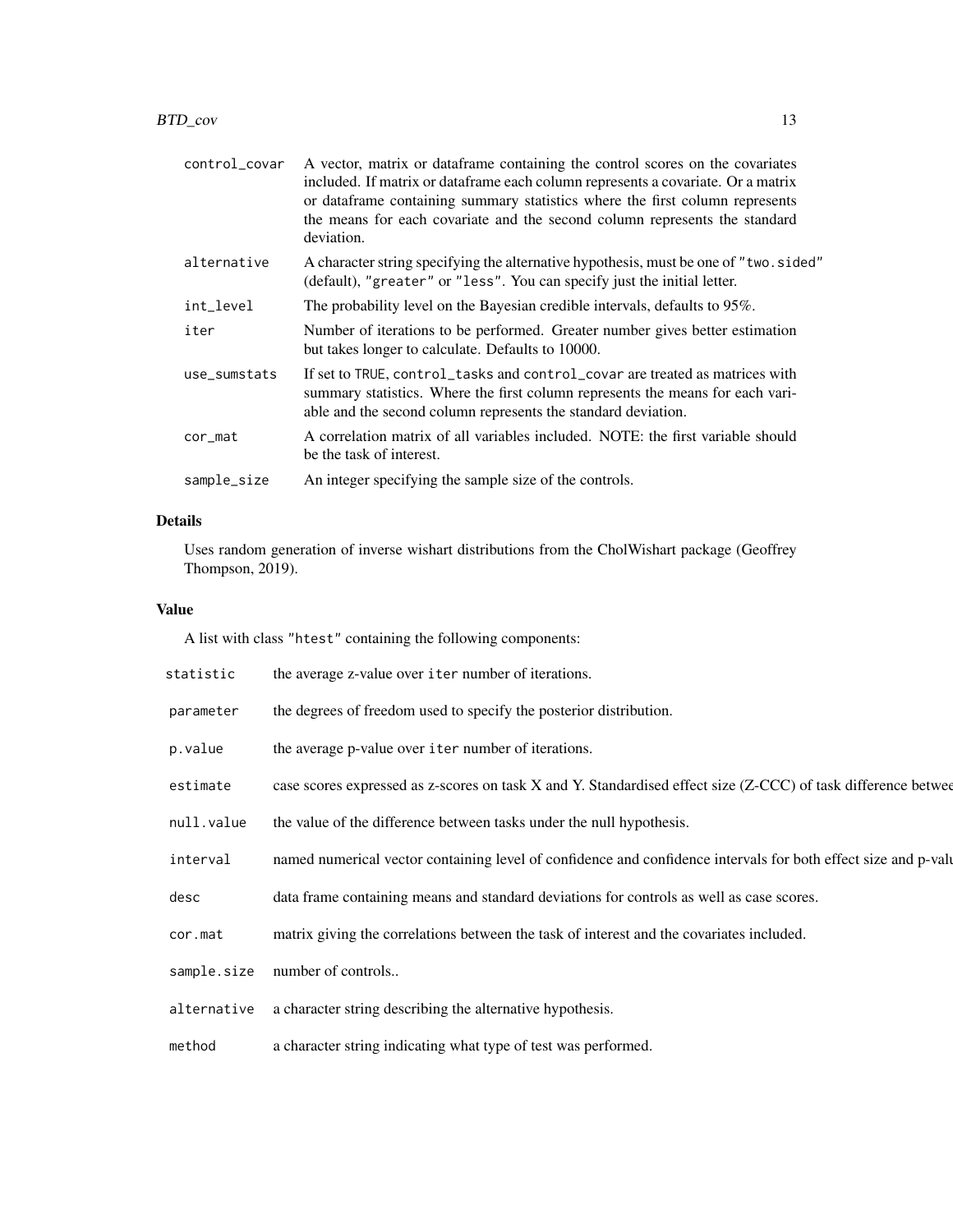| | |
|---|---|
| control_covar | A vector, matrix or dataframe containing the control scores on the covariates included. If matrix or dataframe each column represents a covariate. Or a matrix or dataframe containing summary statistics where the first column represents the means for each covariate and the second column represents the standard deviation. |
| alternative | A character string specifying the alternative hypothesis, must be one of "two.sided" (default), "greater" or "less". You can specify just the initial letter. |
| int_level | The probability level on the Bayesian credible intervals, defaults to 95%. |
| iter | Number of iterations to be performed. Greater number gives better estimation but takes longer to calculate. Defaults to 10000. |
| use_sumstats | If set to TRUE, control_tasks and control_covar are treated as matrices with summary statistics. Where the first column represents the means for each variable and the second column represents the standard deviation. |
| cor_mat | A correlation matrix of all variables included. NOTE: the first variable should be the task of interest. |
| sample_size | An integer specifying the sample size of the controls. |

## Details

Uses random generation of inverse wishart distributions from the CholWishart package (Geoffrey Thompson, 2019).

## Value

A list with class "htest" containing the following components:

| | |
|---|---|
| statistic | the average z-value over iter number of iterations. |
| parameter | the degrees of freedom used to specify the posterior distribution. |
| p.value | the average p-value over iter number of iterations. |
| estimate | case scores expressed as z-scores on task X and Y. Standardised effect size (Z-CCC) of task difference betwee |
| null.value | the value of the difference between tasks under the null hypothesis. |
| interval | named numerical vector containing level of confidence and confidence intervals for both effect size and p-valu |
| desc | data frame containing means and standard deviations for controls as well as case scores. |
| cor.mat | matrix giving the correlations between the task of interest and the covariates included. |
| sample.size | number of controls.. |
| alternative | a character string describing the alternative hypothesis. |
| method | a character string indicating what type of test was performed. |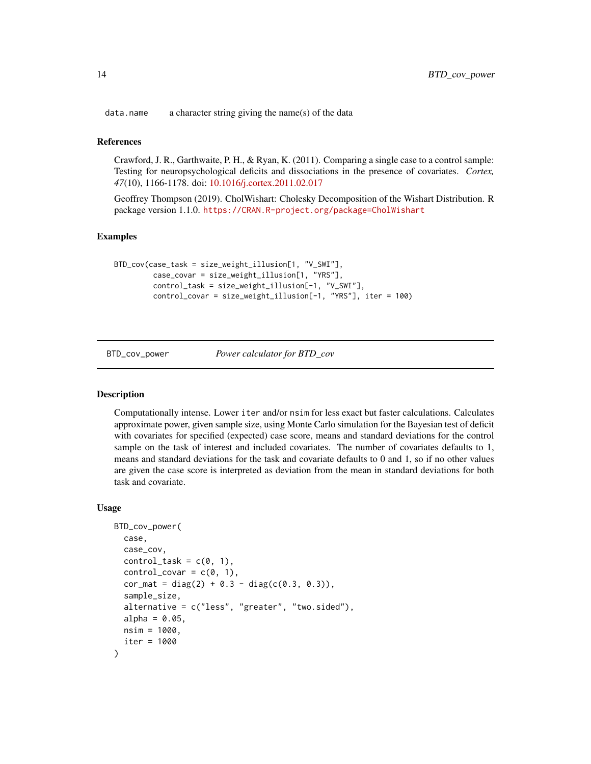data.name    a character string giving the name(s) of the data

### References

Crawford, J. R., Garthwaite, P. H., & Ryan, K. (2011). Comparing a single case to a control sample: Testing for neuropsychological deficits and dissociations in the presence of covariates. *Cortex, 47*(10), 1166-1178. doi: 10.1016/j.cortex.2011.02.017

Geoffrey Thompson (2019). CholWishart: Cholesky Decomposition of the Wishart Distribution. R package version 1.1.0. https://CRAN.R-project.org/package=CholWishart

### Examples

```
BTD_cov(case_task = size_weight_illusion[1, "V_SWI"],
        case_covar = size_weight_illusion[1, "YRS"],
        control_task = size_weight_illusion[-1, "V_SWI"],
        control_covar = size_weight_illusion[-1, "YRS"], iter = 100)
```

---

## BTD_cov_power    *Power calculator for BTD_cov*

### Description

Computationally intense. Lower iter and/or nsim for less exact but faster calculations. Calculates approximate power, given sample size, using Monte Carlo simulation for the Bayesian test of deficit with covariates for specified (expected) case score, means and standard deviations for the control sample on the task of interest and included covariates. The number of covariates defaults to 1, means and standard deviations for the task and covariate defaults to 0 and 1, so if no other values are given the case score is interpreted as deviation from the mean in standard deviations for both task and covariate.

### Usage

```
BTD_cov_power(
  case,
  case_cov,
  control_task = c(0, 1),
  control_covar = c(0, 1),
  cor_mat = diag(2) + 0.3 - diag(c(0.3, 0.3)),
  sample_size,
  alternative = c("less", "greater", "two.sided"),
  alpha = 0.05,
  nsim = 1000,
  iter = 1000
)
```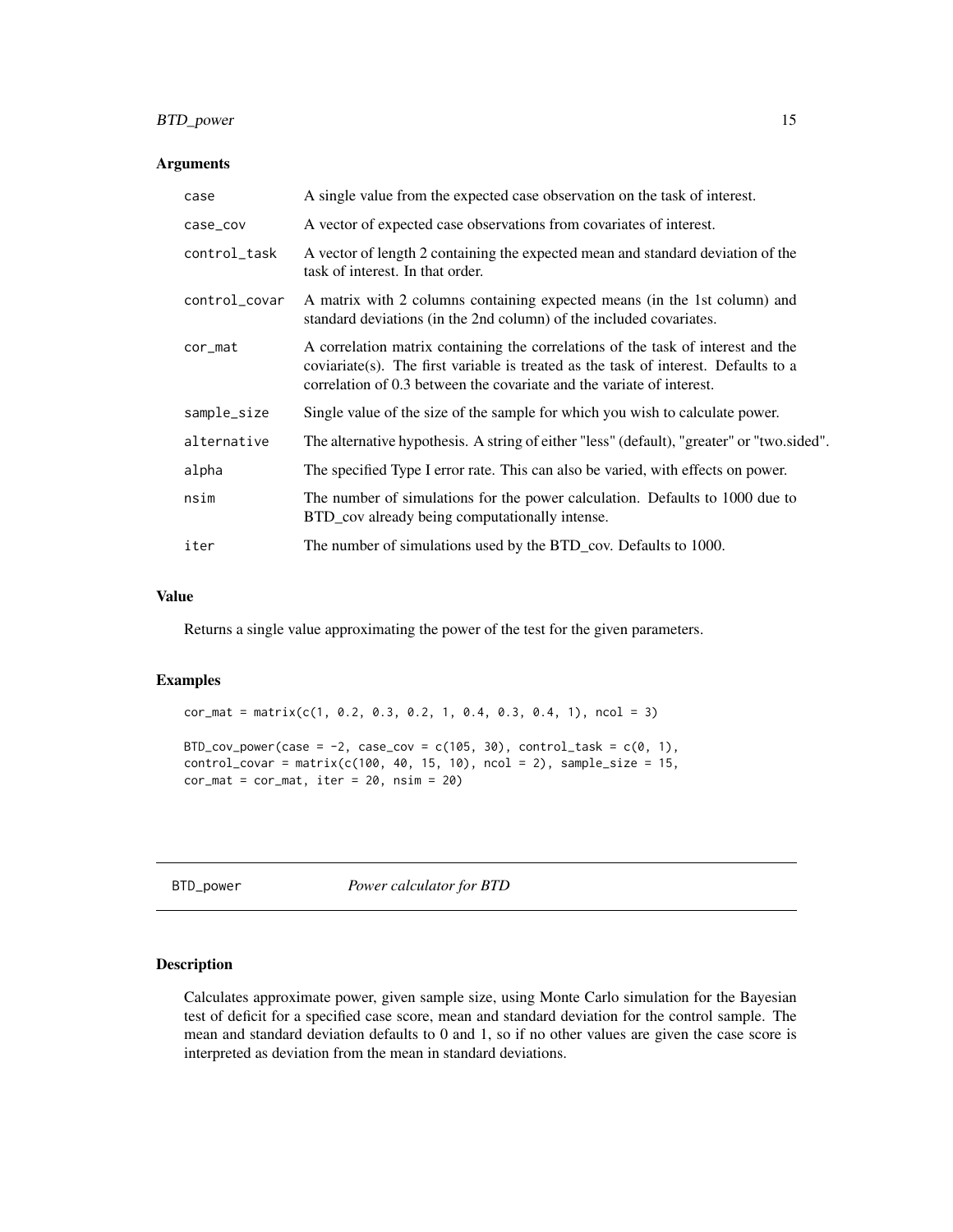### Arguments

- `case` A single value from the expected case observation on the task of interest.
- `case_cov` A vector of expected case observations from covariates of interest.
- `control_task` A vector of length 2 containing the expected mean and standard deviation of the task of interest. In that order.
- `control_covar` A matrix with 2 columns containing expected means (in the 1st column) and standard deviations (in the 2nd column) of the included covariates.
- `cor_mat` A correlation matrix containing the correlations of the task of interest and the coviariate(s). The first variable is treated as the task of interest. Defaults to a correlation of 0.3 between the covariate and the variate of interest.
- `sample_size` Single value of the size of the sample for which you wish to calculate power.
- `alternative` The alternative hypothesis. A string of either "less" (default), "greater" or "two.sided".
- `alpha` The specified Type I error rate. This can also be varied, with effects on power.
- `nsim` The number of simulations for the power calculation. Defaults to 1000 due to BTD_cov already being computationally intense.
- `iter` The number of simulations used by the BTD_cov. Defaults to 1000.

### Value

Returns a single value approximating the power of the test for the given parameters.

### Examples

```
cor_mat = matrix(c(1, 0.2, 0.3, 0.2, 1, 0.4, 0.3, 0.4, 1), ncol = 3)

BTD_cov_power(case = -2, case_cov = c(105, 30), control_task = c(0, 1),
control_covar = matrix(c(100, 40, 15, 10), ncol = 2), sample_size = 15,
cor_mat = cor_mat, iter = 20, nsim = 20)
```

---

## BTD_power *Power calculator for BTD*

### Description

Calculates approximate power, given sample size, using Monte Carlo simulation for the Bayesian test of deficit for a specified case score, mean and standard deviation for the control sample. The mean and standard deviation defaults to 0 and 1, so if no other values are given the case score is interpreted as deviation from the mean in standard deviations.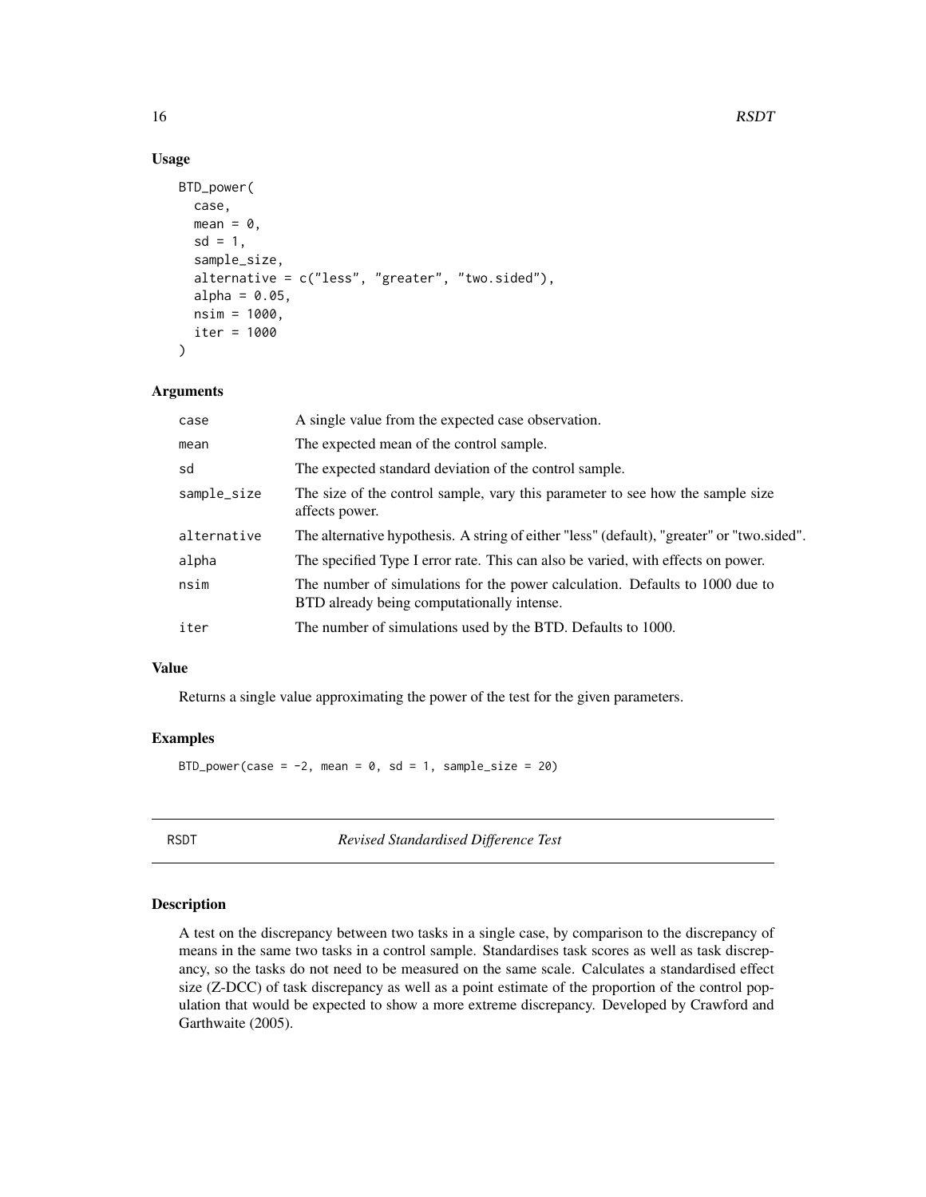## Usage

```
BTD_power(
  case,
  mean = 0,
  sd = 1,
  sample_size,
  alternative = c("less", "greater", "two.sided"),
  alpha = 0.05,
  nsim = 1000,
  iter = 1000
)
```

## Arguments

| | |
|---|---|
| case | A single value from the expected case observation. |
| mean | The expected mean of the control sample. |
| sd | The expected standard deviation of the control sample. |
| sample_size | The size of the control sample, vary this parameter to see how the sample size affects power. |
| alternative | The alternative hypothesis. A string of either "less" (default), "greater" or "two.sided". |
| alpha | The specified Type I error rate. This can also be varied, with effects on power. |
| nsim | The number of simulations for the power calculation. Defaults to 1000 due to BTD already being computationally intense. |
| iter | The number of simulations used by the BTD. Defaults to 1000. |

## Value

Returns a single value approximating the power of the test for the given parameters.

## Examples

```
BTD_power(case = -2, mean = 0, sd = 1, sample_size = 20)
```

# RSDT *Revised Standardised Difference Test*

## Description

A test on the discrepancy between two tasks in a single case, by comparison to the discrepancy of means in the same two tasks in a control sample. Standardises task scores as well as task discrepancy, so the tasks do not need to be measured on the same scale. Calculates a standardised effect size (Z-DCC) of task discrepancy as well as a point estimate of the proportion of the control population that would be expected to show a more extreme discrepancy. Developed by Crawford and Garthwaite (2005).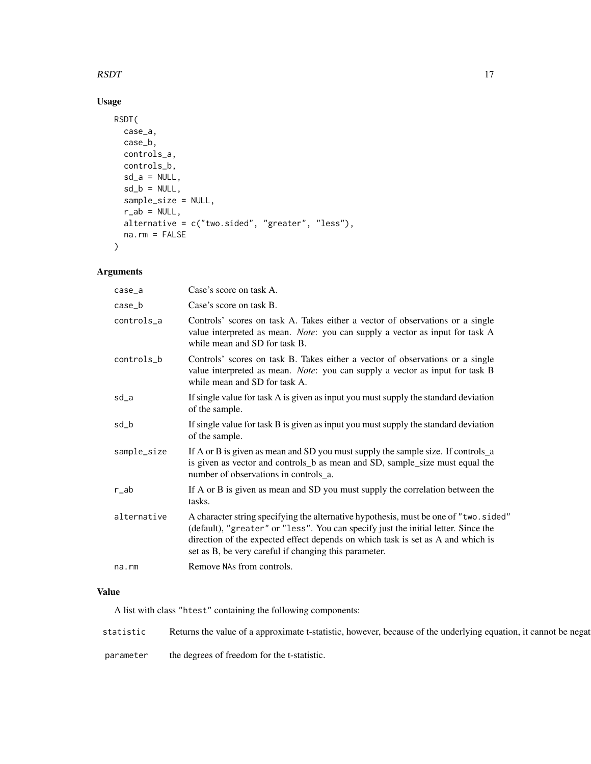## Usage

```
RSDT(
  case_a,
  case_b,
  controls_a,
  controls_b,
  sd_a = NULL,
  sd_b = NULL,
  sample_size = NULL,
  r_ab = NULL,
  alternative = c("two.sided", "greater", "less"),
  na.rm = FALSE
)
```

## Arguments

| | |
|---|---|
| case_a | Case's score on task A. |
| case_b | Case's score on task B. |
| controls_a | Controls' scores on task A. Takes either a vector of observations or a single value interpreted as mean. *Note*: you can supply a vector as input for task A while mean and SD for task B. |
| controls_b | Controls' scores on task B. Takes either a vector of observations or a single value interpreted as mean. *Note*: you can supply a vector as input for task B while mean and SD for task A. |
| sd_a | If single value for task A is given as input you must supply the standard deviation of the sample. |
| sd_b | If single value for task B is given as input you must supply the standard deviation of the sample. |
| sample_size | If A or B is given as mean and SD you must supply the sample size. If controls_a is given as vector and controls_b as mean and SD, sample_size must equal the number of observations in controls_a. |
| r_ab | If A or B is given as mean and SD you must supply the correlation between the tasks. |
| alternative | A character string specifying the alternative hypothesis, must be one of "two.sided" (default), "greater" or "less". You can specify just the initial letter. Since the direction of the expected effect depends on which task is set as A and which is set as B, be very careful if changing this parameter. |
| na.rm | Remove NAs from controls. |

## Value

A list with class "htest" containing the following components:

| | |
|---|---|
| statistic | Returns the value of a approximate t-statistic, however, because of the underlying equation, it cannot be negat |
| parameter | the degrees of freedom for the t-statistic. |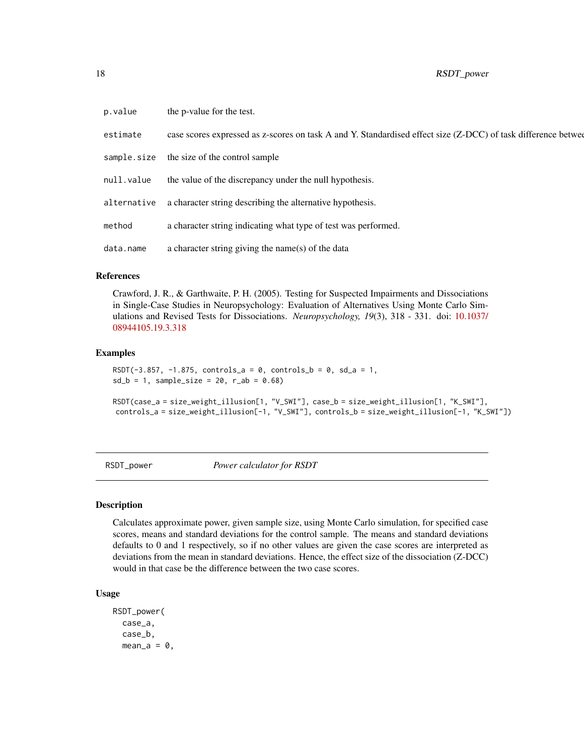| | |
|---|---|
| p.value | the p-value for the test. |
| estimate | case scores expressed as z-scores on task A and Y. Standardised effect size (Z-DCC) of task difference betwee |
| sample.size | the size of the control sample |
| null.value | the value of the discrepancy under the null hypothesis. |
| alternative | a character string describing the alternative hypothesis. |
| method | a character string indicating what type of test was performed. |
| data.name | a character string giving the name(s) of the data |

### References

Crawford, J. R., & Garthwaite, P. H. (2005). Testing for Suspected Impairments and Dissociations in Single-Case Studies in Neuropsychology: Evaluation of Alternatives Using Monte Carlo Simulations and Revised Tests for Dissociations. *Neuropsychology, 19*(3), 318 - 331. doi: 10.1037/08944105.19.3.318

### Examples

```
RSDT(-3.857, -1.875, controls_a = 0, controls_b = 0, sd_a = 1,
sd_b = 1, sample_size = 20, r_ab = 0.68)

RSDT(case_a = size_weight_illusion[1, "V_SWI"], case_b = size_weight_illusion[1, "K_SWI"],
 controls_a = size_weight_illusion[-1, "V_SWI"], controls_b = size_weight_illusion[-1, "K_SWI"])
```

## RSDT_power *Power calculator for RSDT*

### Description

Calculates approximate power, given sample size, using Monte Carlo simulation, for specified case scores, means and standard deviations for the control sample. The means and standard deviations defaults to 0 and 1 respectively, so if no other values are given the case scores are interpreted as deviations from the mean in standard deviations. Hence, the effect size of the dissociation (Z-DCC) would in that case be the difference between the two case scores.

### Usage

```
RSDT_power(
  case_a,
  case_b,
  mean_a = 0,
```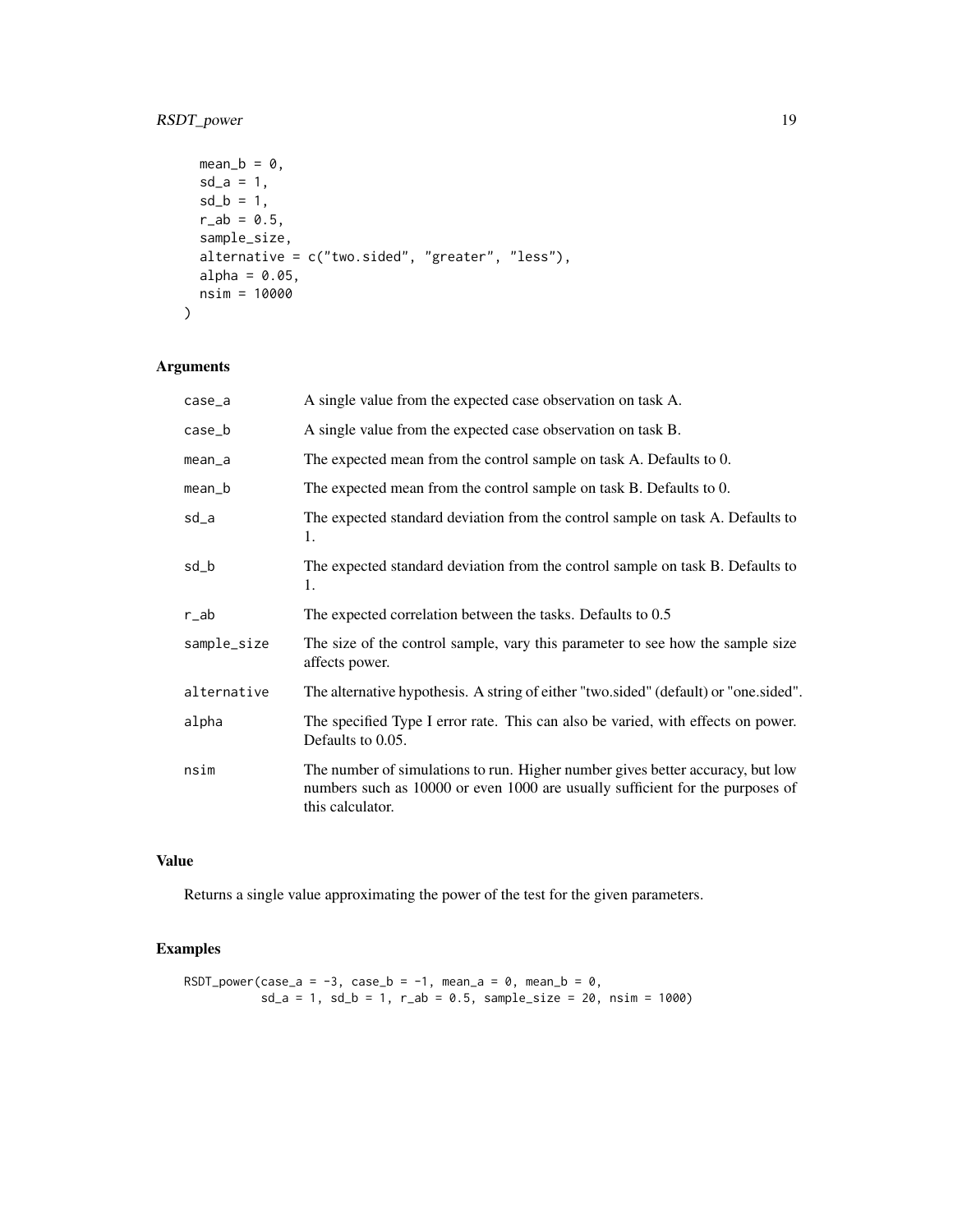```
  mean_b = 0,
  sd_a = 1,
  sd_b = 1,
  r_ab = 0.5,
  sample_size,
  alternative = c("two.sided", "greater", "less"),
  alpha = 0.05,
  nsim = 10000
)
```

## Arguments

| | |
|---|---|
| case_a | A single value from the expected case observation on task A. |
| case_b | A single value from the expected case observation on task B. |
| mean_a | The expected mean from the control sample on task A. Defaults to 0. |
| mean_b | The expected mean from the control sample on task B. Defaults to 0. |
| sd_a | The expected standard deviation from the control sample on task A. Defaults to 1. |
| sd_b | The expected standard deviation from the control sample on task B. Defaults to 1. |
| r_ab | The expected correlation between the tasks. Defaults to 0.5 |
| sample_size | The size of the control sample, vary this parameter to see how the sample size affects power. |
| alternative | The alternative hypothesis. A string of either "two.sided" (default) or "one.sided". |
| alpha | The specified Type I error rate. This can also be varied, with effects on power. Defaults to 0.05. |
| nsim | The number of simulations to run. Higher number gives better accuracy, but low numbers such as 10000 or even 1000 are usually sufficient for the purposes of this calculator. |

## Value

Returns a single value approximating the power of the test for the given parameters.

## Examples

```
RSDT_power(case_a = -3, case_b = -1, mean_a = 0, mean_b = 0,
           sd_a = 1, sd_b = 1, r_ab = 0.5, sample_size = 20, nsim = 1000)
```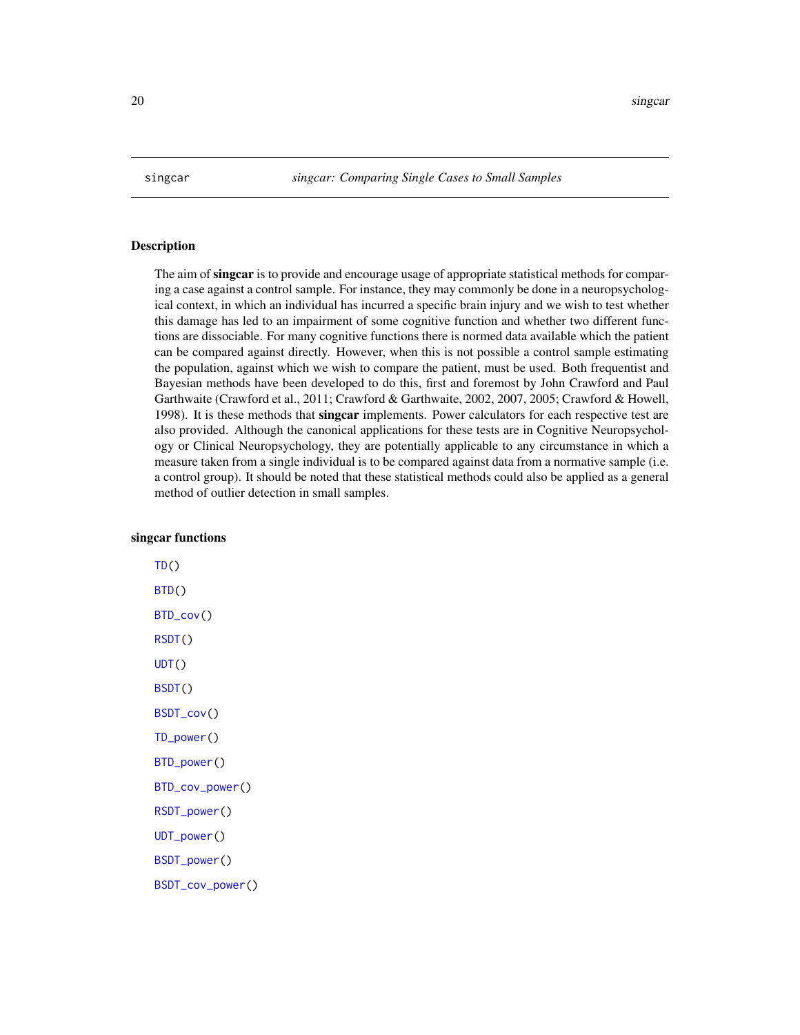# singcar — *singcar: Comparing Single Cases to Small Samples*

## Description

The aim of **singcar** is to provide and encourage usage of appropriate statistical methods for comparing a case against a control sample. For instance, they may commonly be done in a neuropsychological context, in which an individual has incurred a specific brain injury and we wish to test whether this damage has led to an impairment of some cognitive function and whether two different functions are dissociable. For many cognitive functions there is normed data available which the patient can be compared against directly. However, when this is not possible a control sample estimating the population, against which we wish to compare the patient, must be used. Both frequentist and Bayesian methods have been developed to do this, first and foremost by John Crawford and Paul Garthwaite (Crawford et al., 2011; Crawford & Garthwaite, 2002, 2007, 2005; Crawford & Howell, 1998). It is these methods that **singcar** implements. Power calculators for each respective test are also provided. Although the canonical applications for these tests are in Cognitive Neuropsychology or Clinical Neuropsychology, they are potentially applicable to any circumstance in which a measure taken from a single individual is to be compared against data from a normative sample (i.e. a control group). It should be noted that these statistical methods could also be applied as a general method of outlier detection in small samples.

## singcar functions

`TD()`

`BTD()`

`BTD_cov()`

`RSDT()`

`UDT()`

`BSDT()`

`BSDT_cov()`

`TD_power()`

`BTD_power()`

`BTD_cov_power()`

`RSDT_power()`

`UDT_power()`

`BSDT_power()`

`BSDT_cov_power()`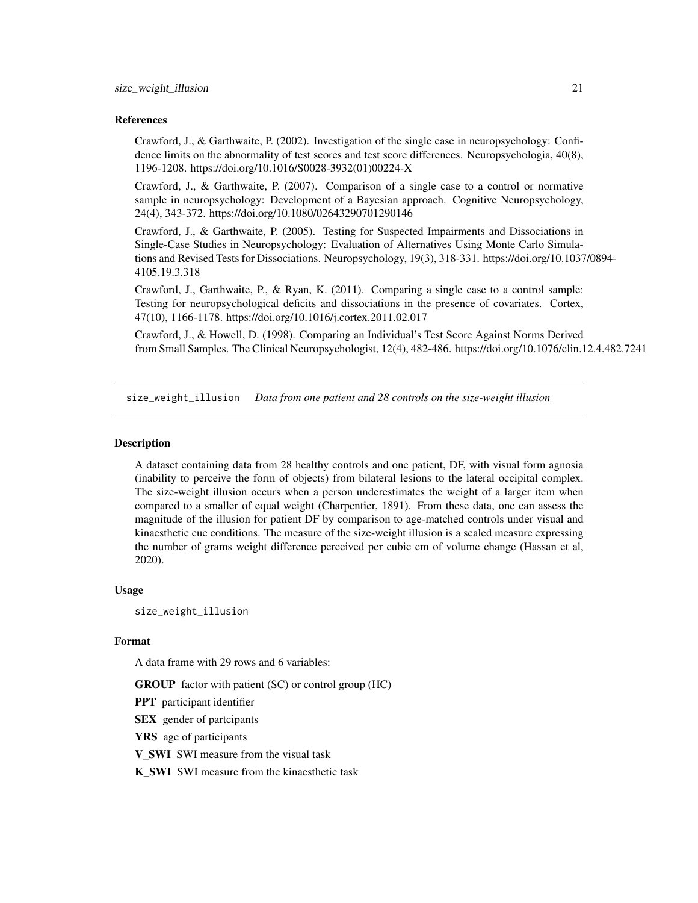### References

Crawford, J., & Garthwaite, P. (2002). Investigation of the single case in neuropsychology: Confidence limits on the abnormality of test scores and test score differences. Neuropsychologia, 40(8), 1196-1208. https://doi.org/10.1016/S0028-3932(01)00224-X

Crawford, J., & Garthwaite, P. (2007). Comparison of a single case to a control or normative sample in neuropsychology: Development of a Bayesian approach. Cognitive Neuropsychology, 24(4), 343-372. https://doi.org/10.1080/02643290701290146

Crawford, J., & Garthwaite, P. (2005). Testing for Suspected Impairments and Dissociations in Single-Case Studies in Neuropsychology: Evaluation of Alternatives Using Monte Carlo Simulations and Revised Tests for Dissociations. Neuropsychology, 19(3), 318-331. https://doi.org/10.1037/0894-4105.19.3.318

Crawford, J., Garthwaite, P., & Ryan, K. (2011). Comparing a single case to a control sample: Testing for neuropsychological deficits and dissociations in the presence of covariates. Cortex, 47(10), 1166-1178. https://doi.org/10.1016/j.cortex.2011.02.017

Crawford, J., & Howell, D. (1998). Comparing an Individual's Test Score Against Norms Derived from Small Samples. The Clinical Neuropsychologist, 12(4), 482-486. https://doi.org/10.1076/clin.12.4.482.7241

---

## size_weight_illusion *Data from one patient and 28 controls on the size-weight illusion*

### Description

A dataset containing data from 28 healthy controls and one patient, DF, with visual form agnosia (inability to perceive the form of objects) from bilateral lesions to the lateral occipital complex. The size-weight illusion occurs when a person underestimates the weight of a larger item when compared to a smaller of equal weight (Charpentier, 1891). From these data, one can assess the magnitude of the illusion for patient DF by comparison to age-matched controls under visual and kinaesthetic cue conditions. The measure of the size-weight illusion is a scaled measure expressing the number of grams weight difference perceived per cubic cm of volume change (Hassan et al, 2020).

### Usage

```
size_weight_illusion
```

### Format

A data frame with 29 rows and 6 variables:

**GROUP** factor with patient (SC) or control group (HC)

**PPT** participant identifier

**SEX** gender of partcipants

**YRS** age of participants

**V_SWI** SWI measure from the visual task

**K_SWI** SWI measure from the kinaesthetic task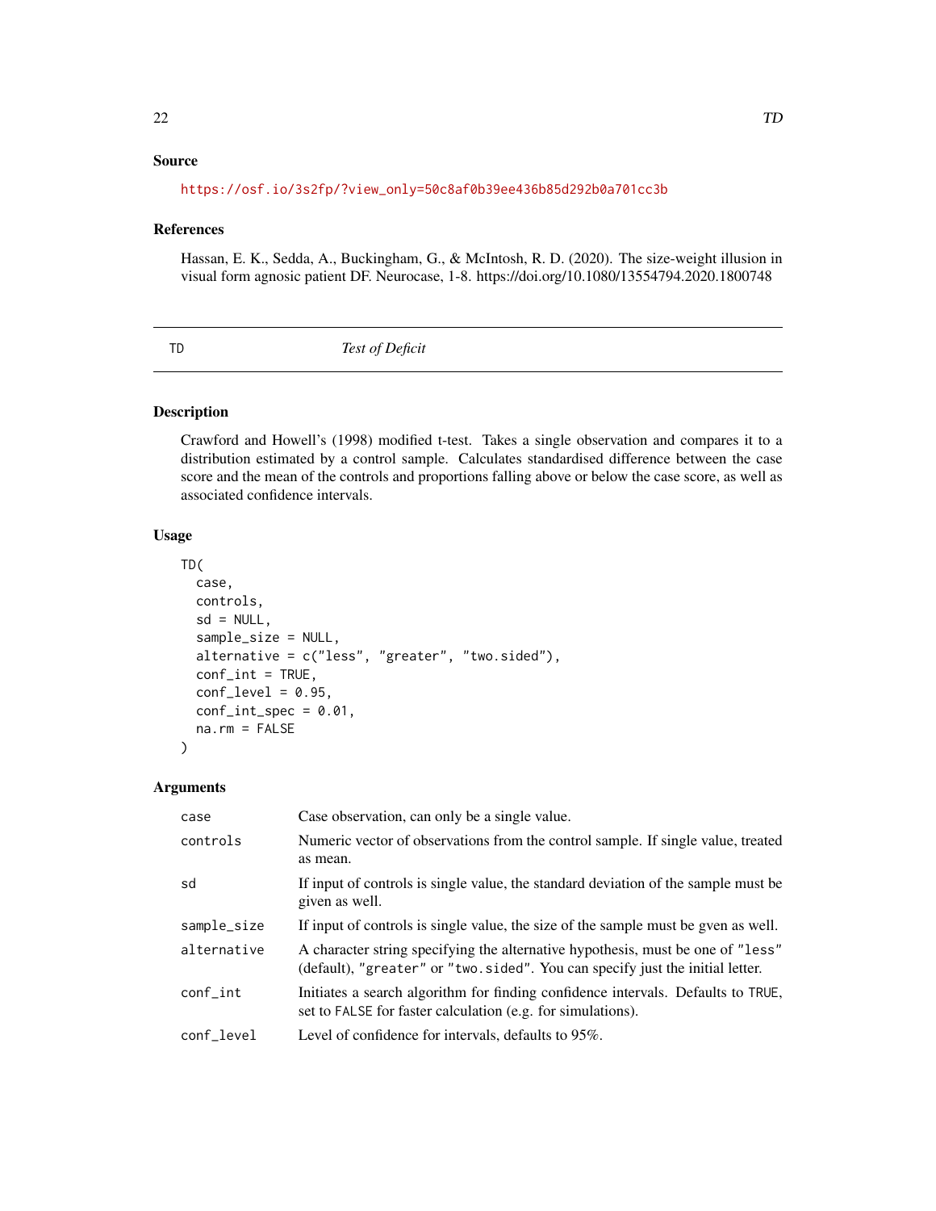### Source

https://osf.io/3s2fp/?view_only=50c8af0b39ee436b85d292b0a701cc3b

### References

Hassan, E. K., Sedda, A., Buckingham, G., & McIntosh, R. D. (2020). The size-weight illusion in visual form agnosic patient DF. Neurocase, 1-8. https://doi.org/10.1080/13554794.2020.1800748

---

## TD — *Test of Deficit*

---

### Description

Crawford and Howell's (1998) modified t-test. Takes a single observation and compares it to a distribution estimated by a control sample. Calculates standardised difference between the case score and the mean of the controls and proportions falling above or below the case score, as well as associated confidence intervals.

### Usage

```
TD(
  case,
  controls,
  sd = NULL,
  sample_size = NULL,
  alternative = c("less", "greater", "two.sided"),
  conf_int = TRUE,
  conf_level = 0.95,
  conf_int_spec = 0.01,
  na.rm = FALSE
)
```

### Arguments

| | |
|---|---|
| `case` | Case observation, can only be a single value. |
| `controls` | Numeric vector of observations from the control sample. If single value, treated as mean. |
| `sd` | If input of controls is single value, the standard deviation of the sample must be given as well. |
| `sample_size` | If input of controls is single value, the size of the sample must be gven as well. |
| `alternative` | A character string specifying the alternative hypothesis, must be one of `"less"` (default), `"greater"` or `"two.sided"`. You can specify just the initial letter. |
| `conf_int` | Initiates a search algorithm for finding confidence intervals. Defaults to `TRUE`, set to `FALSE` for faster calculation (e.g. for simulations). |
| `conf_level` | Level of confidence for intervals, defaults to 95%. |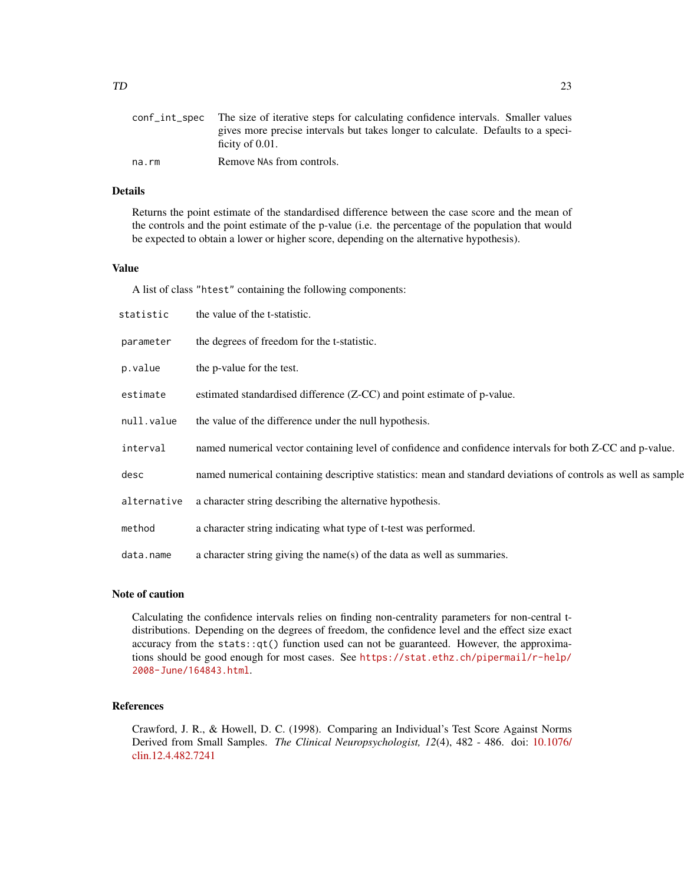| | |
|---|---|
| conf_int_spec | The size of iterative steps for calculating confidence intervals. Smaller values gives more precise intervals but takes longer to calculate. Defaults to a specificity of 0.01. |
| na.rm | Remove NAs from controls. |

## Details

Returns the point estimate of the standardised difference between the case score and the mean of the controls and the point estimate of the p-value (i.e. the percentage of the population that would be expected to obtain a lower or higher score, depending on the alternative hypothesis).

## Value

A list of class "htest" containing the following components:

| | |
|---|---|
| statistic | the value of the t-statistic. |
| parameter | the degrees of freedom for the t-statistic. |
| p.value | the p-value for the test. |
| estimate | estimated standardised difference (Z-CC) and point estimate of p-value. |
| null.value | the value of the difference under the null hypothesis. |
| interval | named numerical vector containing level of confidence and confidence intervals for both Z-CC and p-value. |
| desc | named numerical containing descriptive statistics: mean and standard deviations of controls as well as sample |
| alternative | a character string describing the alternative hypothesis. |
| method | a character string indicating what type of t-test was performed. |
| data.name | a character string giving the name(s) of the data as well as summaries. |

## Note of caution

Calculating the confidence intervals relies on finding non-centrality parameters for non-central t-distributions. Depending on the degrees of freedom, the confidence level and the effect size exact accuracy from the `stats::qt()` function used can not be guaranteed. However, the approximations should be good enough for most cases. See https://stat.ethz.ch/pipermail/r-help/2008-June/164843.html.

## References

Crawford, J. R., & Howell, D. C. (1998). Comparing an Individual's Test Score Against Norms Derived from Small Samples. *The Clinical Neuropsychologist, 12*(4), 482 - 486. doi: 10.1076/clin.12.4.482.7241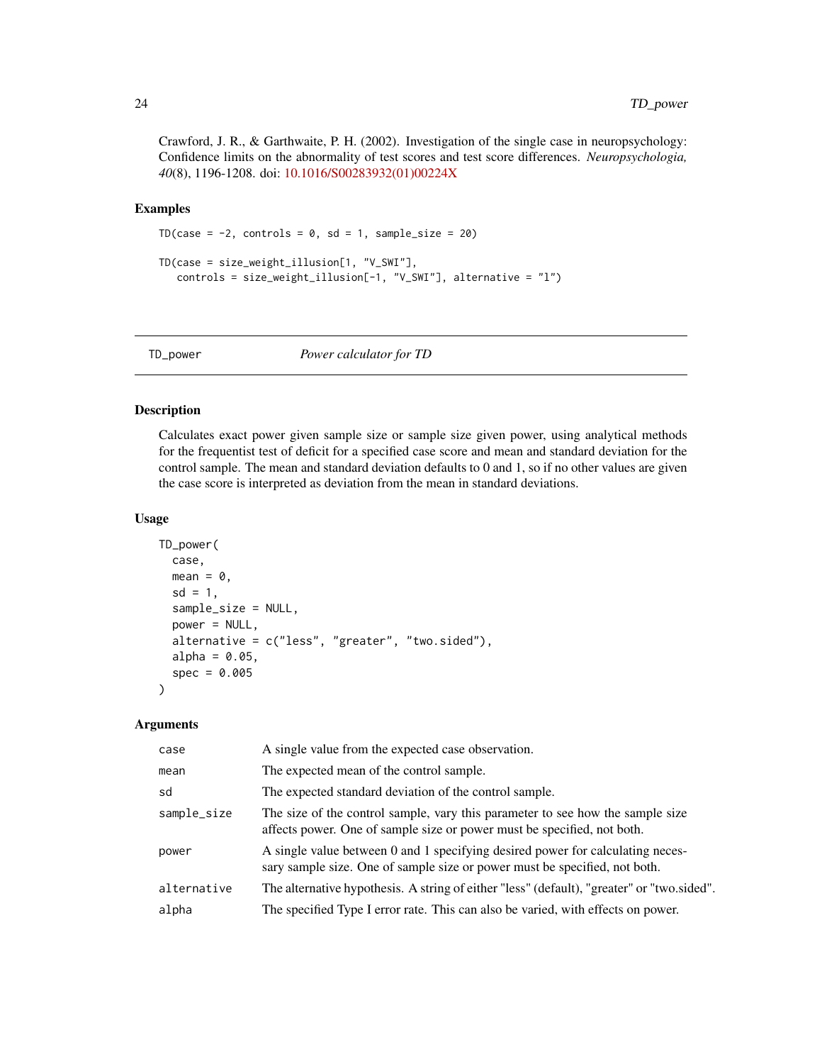Crawford, J. R., & Garthwaite, P. H. (2002). Investigation of the single case in neuropsychology: Confidence limits on the abnormality of test scores and test score differences. *Neuropsychologia, 40*(8), 1196-1208. doi: 10.1016/S00283932(01)00224X

### Examples

```
TD(case = -2, controls = 0, sd = 1, sample_size = 20)

TD(case = size_weight_illusion[1, "V_SWI"],
   controls = size_weight_illusion[-1, "V_SWI"], alternative = "l")
```

---

## TD_power — *Power calculator for TD*

---

### Description

Calculates exact power given sample size or sample size given power, using analytical methods for the frequentist test of deficit for a specified case score and mean and standard deviation for the control sample. The mean and standard deviation defaults to 0 and 1, so if no other values are given the case score is interpreted as deviation from the mean in standard deviations.

### Usage

```
TD_power(
  case,
  mean = 0,
  sd = 1,
  sample_size = NULL,
  power = NULL,
  alternative = c("less", "greater", "two.sided"),
  alpha = 0.05,
  spec = 0.005
)
```

### Arguments

| | |
|---|---|
| `case` | A single value from the expected case observation. |
| `mean` | The expected mean of the control sample. |
| `sd` | The expected standard deviation of the control sample. |
| `sample_size` | The size of the control sample, vary this parameter to see how the sample size affects power. One of sample size or power must be specified, not both. |
| `power` | A single value between 0 and 1 specifying desired power for calculating necessary sample size. One of sample size or power must be specified, not both. |
| `alternative` | The alternative hypothesis. A string of either "less" (default), "greater" or "two.sided". |
| `alpha` | The specified Type I error rate. This can also be varied, with effects on power. |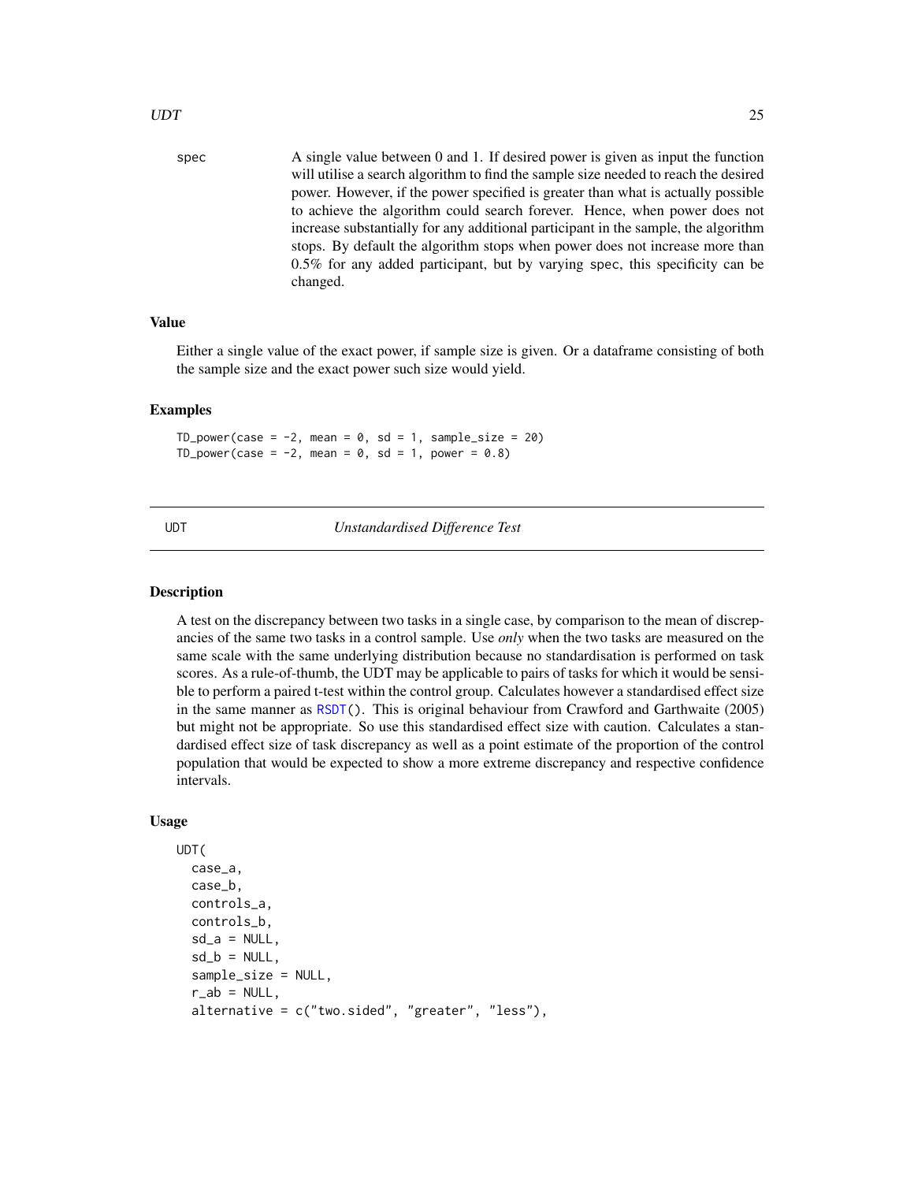spec A single value between 0 and 1. If desired power is given as input the function will utilise a search algorithm to find the sample size needed to reach the desired power. However, if the power specified is greater than what is actually possible to achieve the algorithm could search forever. Hence, when power does not increase substantially for any additional participant in the sample, the algorithm stops. By default the algorithm stops when power does not increase more than 0.5% for any added participant, but by varying spec, this specificity can be changed.

## Value

Either a single value of the exact power, if sample size is given. Or a dataframe consisting of both the sample size and the exact power such size would yield.

## Examples

```
TD_power(case = -2, mean = 0, sd = 1, sample_size = 20)
TD_power(case = -2, mean = 0, sd = 1, power = 0.8)
```

---

# UDT *Unstandardised Difference Test*

## Description

A test on the discrepancy between two tasks in a single case, by comparison to the mean of discrepancies of the same two tasks in a control sample. Use *only* when the two tasks are measured on the same scale with the same underlying distribution because no standardisation is performed on task scores. As a rule-of-thumb, the UDT may be applicable to pairs of tasks for which it would be sensible to perform a paired t-test within the control group. Calculates however a standardised effect size in the same manner as RSDT(). This is original behaviour from Crawford and Garthwaite (2005) but might not be appropriate. So use this standardised effect size with caution. Calculates a standardised effect size of task discrepancy as well as a point estimate of the proportion of the control population that would be expected to show a more extreme discrepancy and respective confidence intervals.

## Usage

```
UDT(
  case_a,
  case_b,
  controls_a,
  controls_b,
  sd_a = NULL,
  sd_b = NULL,
  sample_size = NULL,
  r_ab = NULL,
  alternative = c("two.sided", "greater", "less"),
```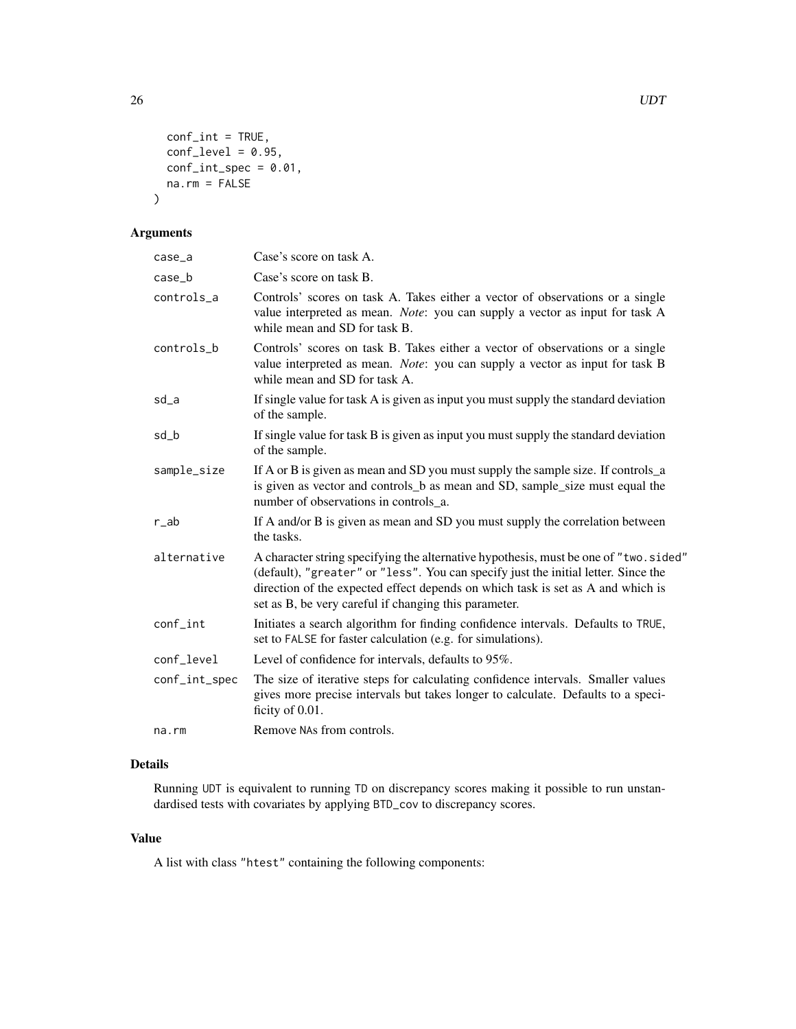```
  conf_int = TRUE,
  conf_level = 0.95,
  conf_int_spec = 0.01,
  na.rm = FALSE
)
```

## Arguments

| | |
|---|---|
| case_a | Case's score on task A. |
| case_b | Case's score on task B. |
| controls_a | Controls' scores on task A. Takes either a vector of observations or a single value interpreted as mean. *Note*: you can supply a vector as input for task A while mean and SD for task B. |
| controls_b | Controls' scores on task B. Takes either a vector of observations or a single value interpreted as mean. *Note*: you can supply a vector as input for task B while mean and SD for task A. |
| sd_a | If single value for task A is given as input you must supply the standard deviation of the sample. |
| sd_b | If single value for task B is given as input you must supply the standard deviation of the sample. |
| sample_size | If A or B is given as mean and SD you must supply the sample size. If controls_a is given as vector and controls_b as mean and SD, sample_size must equal the number of observations in controls_a. |
| r_ab | If A and/or B is given as mean and SD you must supply the correlation between the tasks. |
| alternative | A character string specifying the alternative hypothesis, must be one of "two.sided" (default), "greater" or "less". You can specify just the initial letter. Since the direction of the expected effect depends on which task is set as A and which is set as B, be very careful if changing this parameter. |
| conf_int | Initiates a search algorithm for finding confidence intervals. Defaults to TRUE, set to FALSE for faster calculation (e.g. for simulations). |
| conf_level | Level of confidence for intervals, defaults to 95%. |
| conf_int_spec | The size of iterative steps for calculating confidence intervals. Smaller values gives more precise intervals but takes longer to calculate. Defaults to a specificity of 0.01. |
| na.rm | Remove NAs from controls. |

## Details

Running UDT is equivalent to running TD on discrepancy scores making it possible to run unstandardised tests with covariates by applying BTD_cov to discrepancy scores.

## Value

A list with class "htest" containing the following components: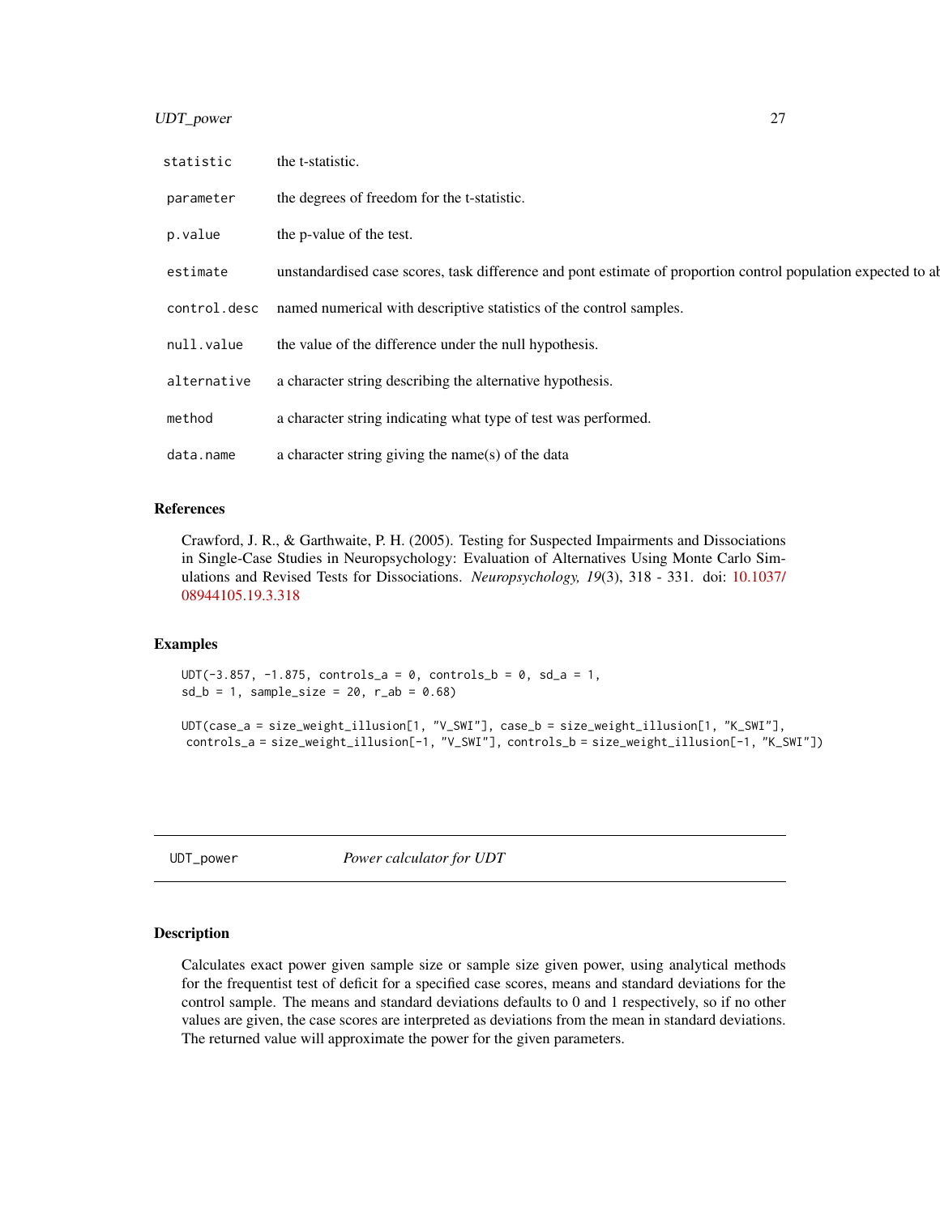| | |
|---|---|
| `statistic` | the t-statistic. |
| `parameter` | the degrees of freedom for the t-statistic. |
| `p.value` | the p-value of the test. |
| `estimate` | unstandardised case scores, task difference and pont estimate of proportion control population expected to ab |
| `control.desc` | named numerical with descriptive statistics of the control samples. |
| `null.value` | the value of the difference under the null hypothesis. |
| `alternative` | a character string describing the alternative hypothesis. |
| `method` | a character string indicating what type of test was performed. |
| `data.name` | a character string giving the name(s) of the data |

### References

Crawford, J. R., & Garthwaite, P. H. (2005). Testing for Suspected Impairments and Dissociations in Single-Case Studies in Neuropsychology: Evaluation of Alternatives Using Monte Carlo Simulations and Revised Tests for Dissociations. *Neuropsychology, 19*(3), 318 - 331. doi: 10.1037/08944105.19.3.318

### Examples

```
UDT(-3.857, -1.875, controls_a = 0, controls_b = 0, sd_a = 1,
sd_b = 1, sample_size = 20, r_ab = 0.68)

UDT(case_a = size_weight_illusion[1, "V_SWI"], case_b = size_weight_illusion[1, "K_SWI"],
 controls_a = size_weight_illusion[-1, "V_SWI"], controls_b = size_weight_illusion[-1, "K_SWI"])
```

## UDT_power — *Power calculator for UDT*

### Description

Calculates exact power given sample size or sample size given power, using analytical methods for the frequentist test of deficit for a specified case scores, means and standard deviations for the control sample. The means and standard deviations defaults to 0 and 1 respectively, so if no other values are given, the case scores are interpreted as deviations from the mean in standard deviations. The returned value will approximate the power for the given parameters.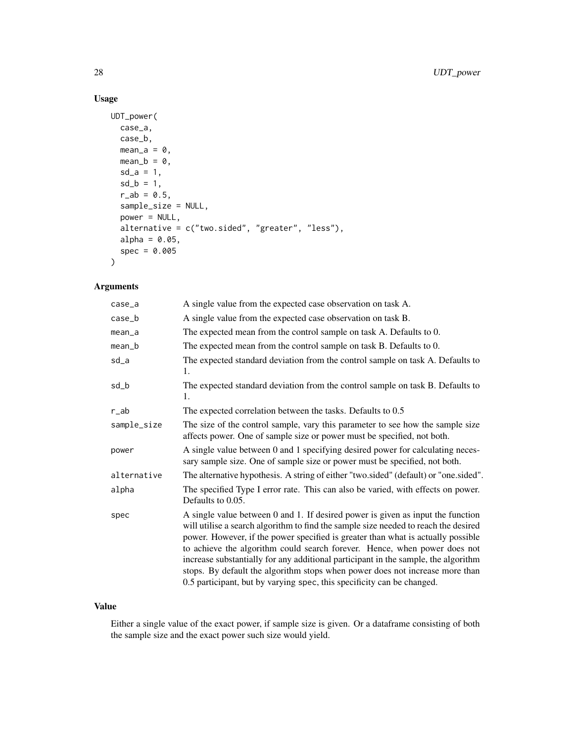## Usage

```
UDT_power(
  case_a,
  case_b,
  mean_a = 0,
  mean_b = 0,
  sd_a = 1,
  sd_b = 1,
  r_ab = 0.5,
  sample_size = NULL,
  power = NULL,
  alternative = c("two.sided", "greater", "less"),
  alpha = 0.05,
  spec = 0.005
)
```

## Arguments

| | |
|---|---|
| case_a | A single value from the expected case observation on task A. |
| case_b | A single value from the expected case observation on task B. |
| mean_a | The expected mean from the control sample on task A. Defaults to 0. |
| mean_b | The expected mean from the control sample on task B. Defaults to 0. |
| sd_a | The expected standard deviation from the control sample on task A. Defaults to 1. |
| sd_b | The expected standard deviation from the control sample on task B. Defaults to 1. |
| r_ab | The expected correlation between the tasks. Defaults to 0.5 |
| sample_size | The size of the control sample, vary this parameter to see how the sample size affects power. One of sample size or power must be specified, not both. |
| power | A single value between 0 and 1 specifying desired power for calculating necessary sample size. One of sample size or power must be specified, not both. |
| alternative | The alternative hypothesis. A string of either "two.sided" (default) or "one.sided". |
| alpha | The specified Type I error rate. This can also be varied, with effects on power. Defaults to 0.05. |
| spec | A single value between 0 and 1. If desired power is given as input the function will utilise a search algorithm to find the sample size needed to reach the desired power. However, if the power specified is greater than what is actually possible to achieve the algorithm could search forever. Hence, when power does not increase substantially for any additional participant in the sample, the algorithm stops. By default the algorithm stops when power does not increase more than 0.5 participant, but by varying spec, this specificity can be changed. |

## Value

Either a single value of the exact power, if sample size is given. Or a dataframe consisting of both the sample size and the exact power such size would yield.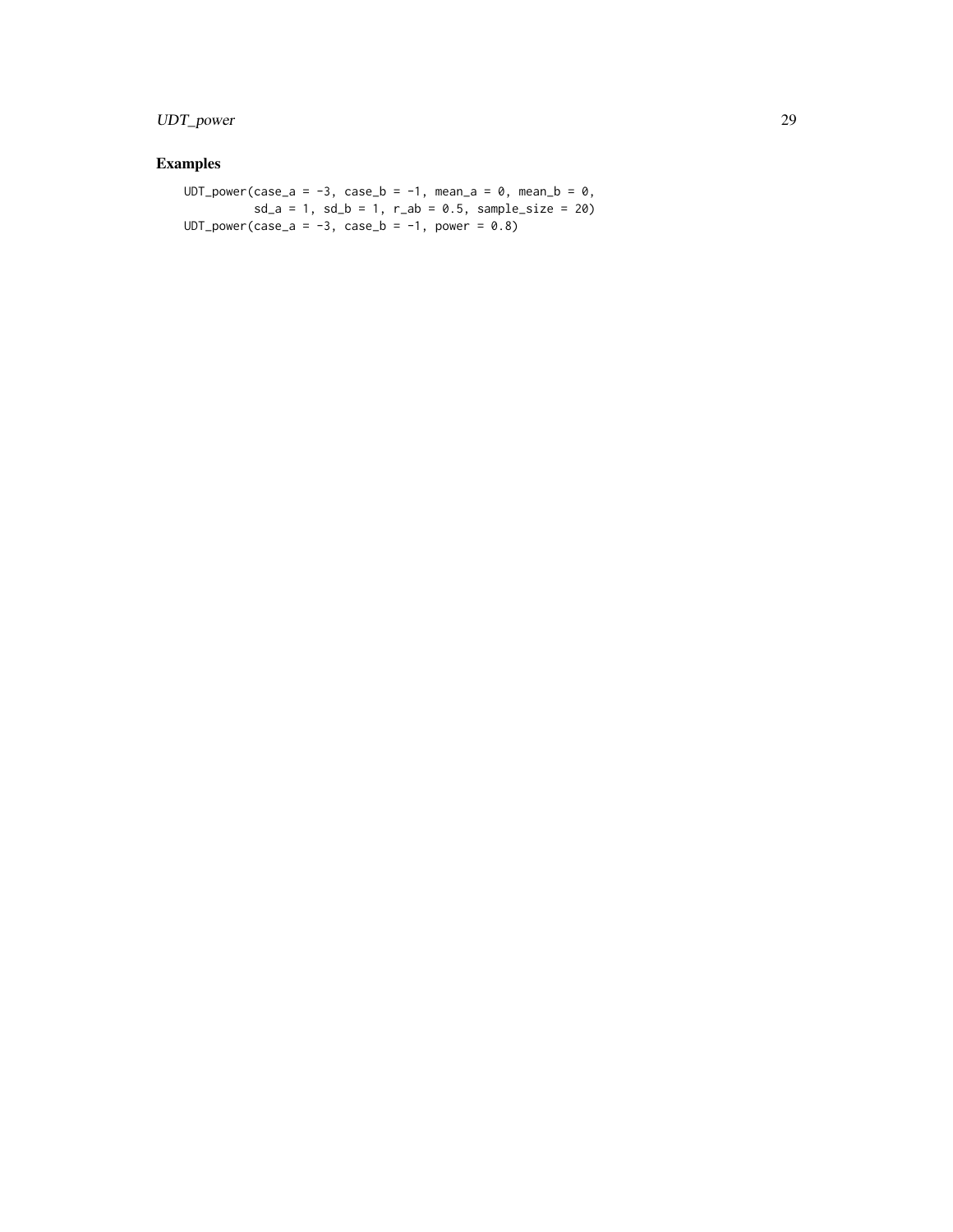## Examples

```
UDT_power(case_a = -3, case_b = -1, mean_a = 0, mean_b = 0,
          sd_a = 1, sd_b = 1, r_ab = 0.5, sample_size = 20)
UDT_power(case_a = -3, case_b = -1, power = 0.8)
```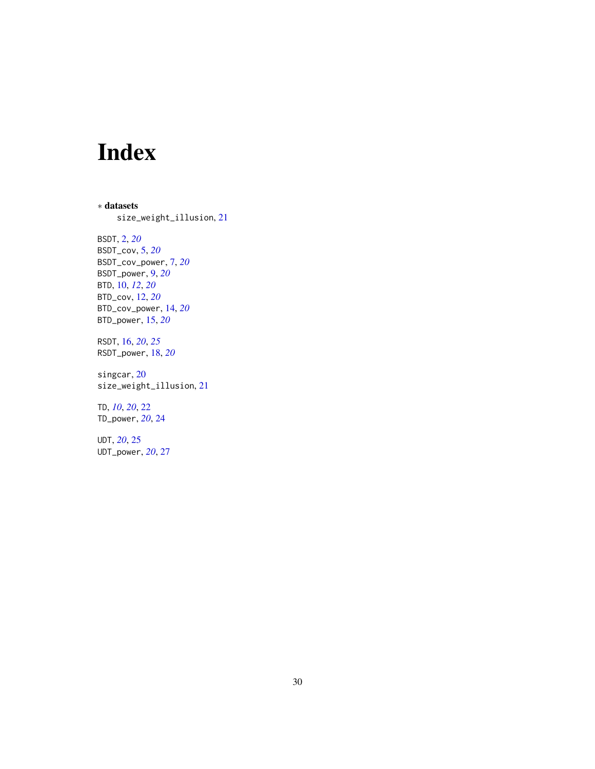# Index

∗ **datasets**
    size_weight_illusion, 21

BSDT, 2, *20*
BSDT_cov, 5, *20*
BSDT_cov_power, 7, *20*
BSDT_power, 9, *20*
BTD, 10, *12*, *20*
BTD_cov, 12, *20*
BTD_cov_power, 14, *20*
BTD_power, 15, *20*

RSDT, 16, *20*, *25*
RSDT_power, 18, *20*

singcar, 20
size_weight_illusion, 21

TD, *10*, *20*, 22
TD_power, *20*, 24

UDT, *20*, 25
UDT_power, *20*, 27